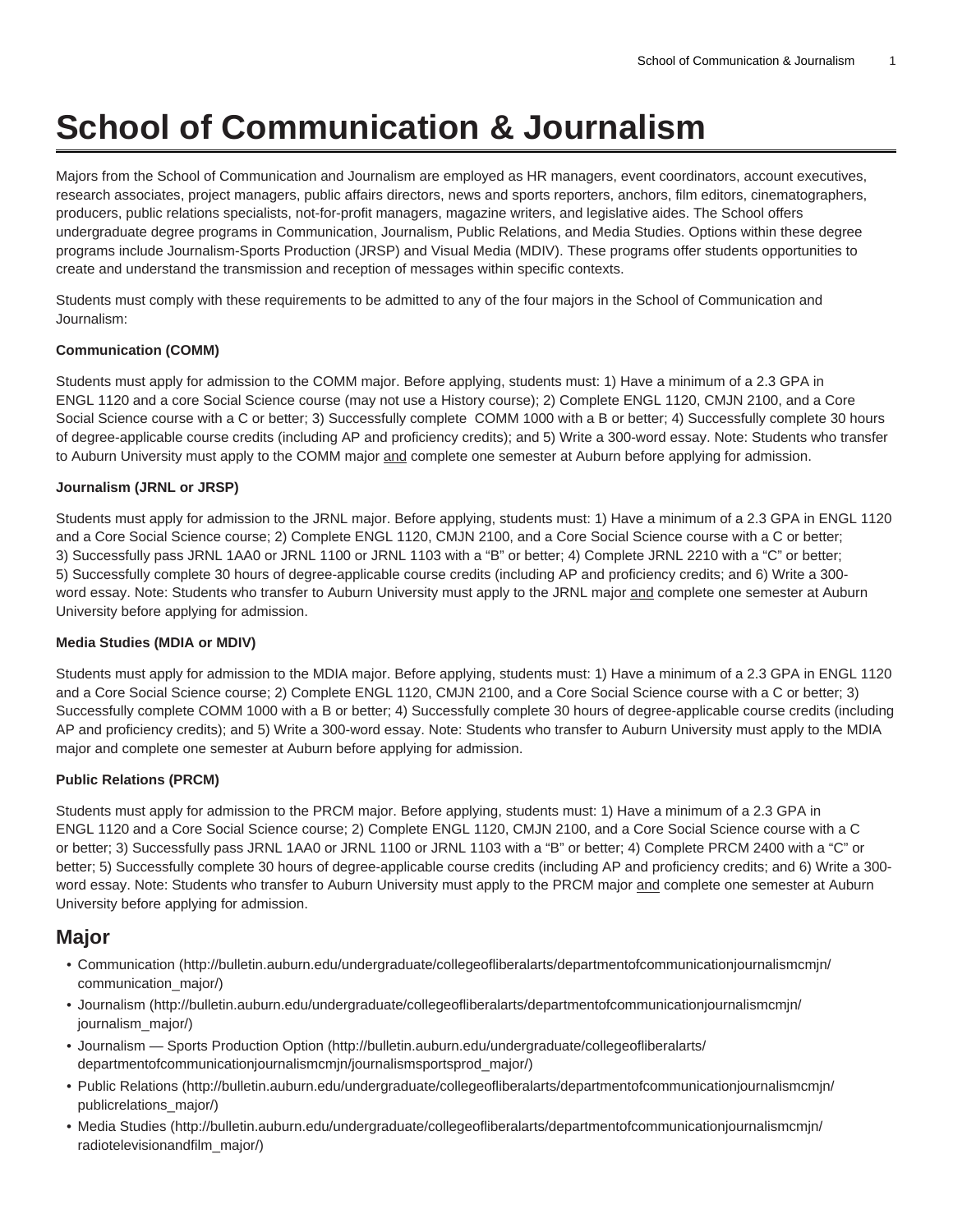# School of Communication & Journalism

Majors from the School of Communication and Journalism are employed as HR managers, event coordinators, account executives, research associates, project managers, public affairs directors, news and sports reporters, anchors, film editors, cinematographers, producers, public relations specialists, not-for-profit managers, magazine writers, and legislative aides. The School offers undergraduate degree programs in Communication, Journalism, Public Relations, and Media Studies. Options within these degree programs include Journalism-Sports Production (JRSP) and Visual Media (MDIV). These programs offer students opportunities to create and understand the transmission and reception of messages within specific contexts.

Students must comply with these requirements to be admitted to any of the four majors in the School of Communication and Journalism:

**Communication (COMM)**

Students must apply for admission to the COMM major. Before applying, students must: 1) Have a minimum of a 2.3 GPA in ENGL 1120 and a core Social Science course (may not use a History course); 2) Complete ENGL 1120, CMJN 2100, and a Core Social Science course with a C or better; 3) Successfully complete COMM 1000 with a B or better; 4) Successfully complete 30 hours of degree-applicable course credits (including AP and proficiency credits); and 5) Write a 300-word essay. Note: Students who transfer to Auburn University must apply to the COMM major and complete one semester at Auburn before applying for admission.

**Journalism (JRNL or JRSP)**

Students must apply for admission to the JRNL major. Before applying, students must: 1) Have a minimum of a 2.3 GPA in ENGL 1120 and a Core Social Science course; 2) Complete ENGL 1120, CMJN 2100, and a Core Social Science course with a C or better; 3) Successfully pass JRNL 1AA0 or JRNL 1100 or JRNL 1103 with a "B" or better; 4) Complete JRNL 2210 with a "C" or better; 5) Successfully complete 30 hours of degree-applicable course credits (including AP and proficiency credits; and 6) Write a 300-word essay. Note: Students who transfer to Auburn University must apply to the JRNL major and complete one semester at Auburn University before applying for admission.

**Media Studies (MDIA or MDIV)**

Students must apply for admission to the MDIA major. Before applying, students must: 1) Have a minimum of a 2.3 GPA in ENGL 1120 and a Core Social Science course; 2) Complete ENGL 1120, CMJN 2100, and a Core Social Science course with a C or better; 3) Successfully complete COMM 1000 with a B or better; 4) Successfully complete 30 hours of degree-applicable course credits (including AP and proficiency credits); and 5) Write a 300-word essay. Note: Students who transfer to Auburn University must apply to the MDIA major and complete one semester at Auburn before applying for admission.

**Public Relations (PRCM)**

Students must apply for admission to the PRCM major. Before applying, students must: 1) Have a minimum of a 2.3 GPA in ENGL 1120 and a Core Social Science course; 2) Complete ENGL 1120, CMJN 2100, and a Core Social Science course with a C or better; 3) Successfully pass JRNL 1AA0 or JRNL 1100 or JRNL 1103 with a "B" or better; 4) Complete PRCM 2400 with a "C" or better; 5) Successfully complete 30 hours of degree-applicable course credits (including AP and proficiency credits; and 6) Write a 300-word essay. Note: Students who transfer to Auburn University must apply to the PRCM major and complete one semester at Auburn University before applying for admission.

## Major

- Communication (http://bulletin.auburn.edu/undergraduate/collegeofliberalarts/departmentofcommunicationjournalismcmjn/communication_major/)
- Journalism (http://bulletin.auburn.edu/undergraduate/collegeofliberalarts/departmentofcommunicationjournalismcmjn/journalism_major/)
- Journalism — Sports Production Option (http://bulletin.auburn.edu/undergraduate/collegeofliberalarts/departmentofcommunicationjournalismcmjn/journalismsportsprod_major/)
- Public Relations (http://bulletin.auburn.edu/undergraduate/collegeofliberalarts/departmentofcommunicationjournalismcmjn/publicrelations_major/)
- Media Studies (http://bulletin.auburn.edu/undergraduate/collegeofliberalarts/departmentofcommunicationjournalismcmjn/radiotelevisionandfilm_major/)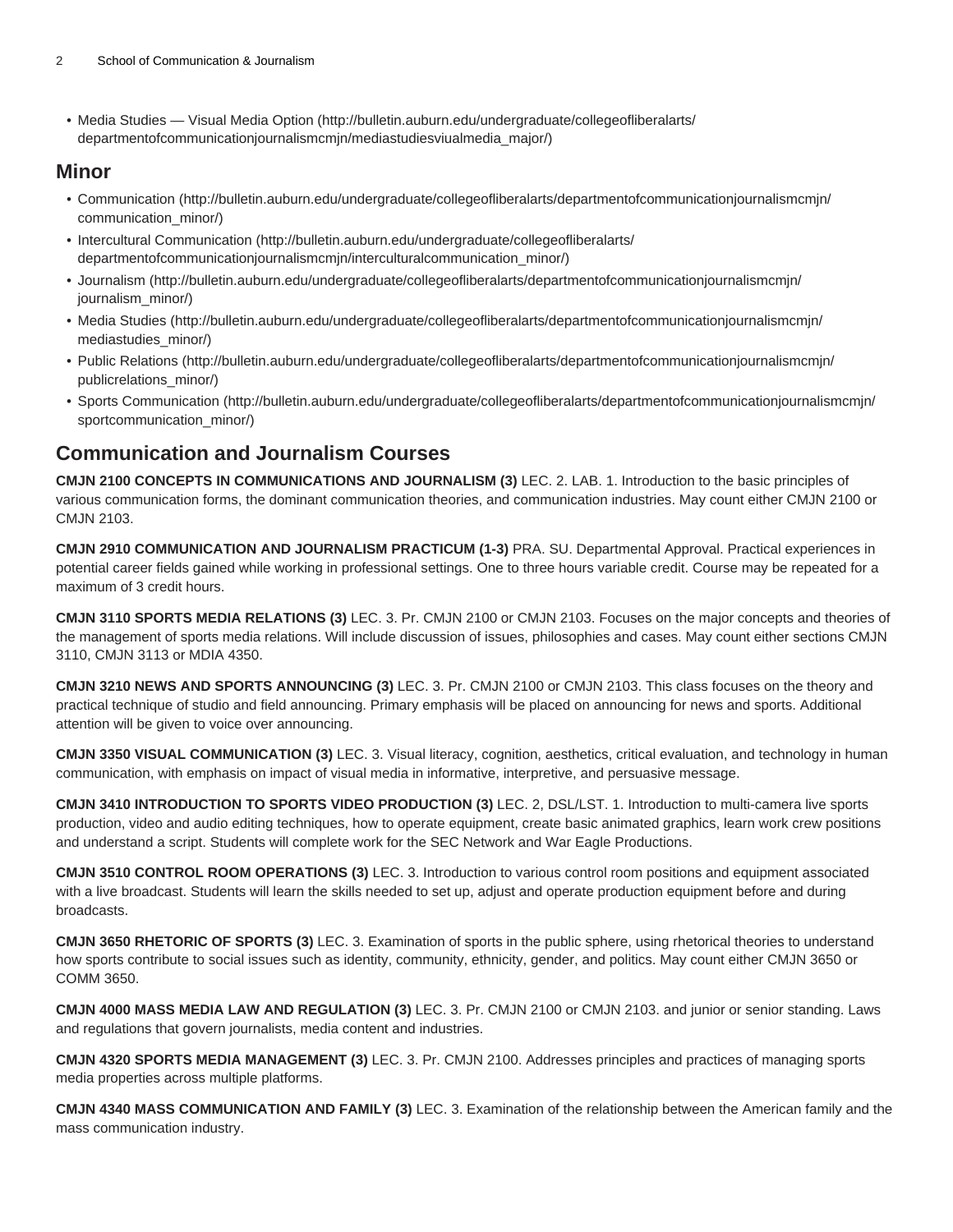- Media Studies — Visual Media Option (http://bulletin.auburn.edu/undergraduate/collegeofliberalarts/departmentofcommunicationjournalismcmjn/mediastudiesviualmedia_major/)

## Minor

- Communication (http://bulletin.auburn.edu/undergraduate/collegeofliberalarts/departmentofcommunicationjournalismcmjn/communication_minor/)
- Intercultural Communication (http://bulletin.auburn.edu/undergraduate/collegeofliberalarts/departmentofcommunicationjournalismcmjn/interculturalcommunication_minor/)
- Journalism (http://bulletin.auburn.edu/undergraduate/collegeofliberalarts/departmentofcommunicationjournalismcmjn/journalism_minor/)
- Media Studies (http://bulletin.auburn.edu/undergraduate/collegeofliberalarts/departmentofcommunicationjournalismcmjn/mediastudies_minor/)
- Public Relations (http://bulletin.auburn.edu/undergraduate/collegeofliberalarts/departmentofcommunicationjournalismcmjn/publicrelations_minor/)
- Sports Communication (http://bulletin.auburn.edu/undergraduate/collegeofliberalarts/departmentofcommunicationjournalismcmjn/sportcommunication_minor/)

## Communication and Journalism Courses

**CMJN 2100 CONCEPTS IN COMMUNICATIONS AND JOURNALISM (3)** LEC. 2. LAB. 1. Introduction to the basic principles of various communication forms, the dominant communication theories, and communication industries. May count either CMJN 2100 or CMJN 2103.

**CMJN 2910 COMMUNICATION AND JOURNALISM PRACTICUM (1-3)** PRA. SU. Departmental Approval. Practical experiences in potential career fields gained while working in professional settings. One to three hours variable credit. Course may be repeated for a maximum of 3 credit hours.

**CMJN 3110 SPORTS MEDIA RELATIONS (3)** LEC. 3. Pr. CMJN 2100 or CMJN 2103. Focuses on the major concepts and theories of the management of sports media relations. Will include discussion of issues, philosophies and cases. May count either sections CMJN 3110, CMJN 3113 or MDIA 4350.

**CMJN 3210 NEWS AND SPORTS ANNOUNCING (3)** LEC. 3. Pr. CMJN 2100 or CMJN 2103. This class focuses on the theory and practical technique of studio and field announcing. Primary emphasis will be placed on announcing for news and sports. Additional attention will be given to voice over announcing.

**CMJN 3350 VISUAL COMMUNICATION (3)** LEC. 3. Visual literacy, cognition, aesthetics, critical evaluation, and technology in human communication, with emphasis on impact of visual media in informative, interpretive, and persuasive message.

**CMJN 3410 INTRODUCTION TO SPORTS VIDEO PRODUCTION (3)** LEC. 2, DSL/LST. 1. Introduction to multi-camera live sports production, video and audio editing techniques, how to operate equipment, create basic animated graphics, learn work crew positions and understand a script. Students will complete work for the SEC Network and War Eagle Productions.

**CMJN 3510 CONTROL ROOM OPERATIONS (3)** LEC. 3. Introduction to various control room positions and equipment associated with a live broadcast. Students will learn the skills needed to set up, adjust and operate production equipment before and during broadcasts.

**CMJN 3650 RHETORIC OF SPORTS (3)** LEC. 3. Examination of sports in the public sphere, using rhetorical theories to understand how sports contribute to social issues such as identity, community, ethnicity, gender, and politics. May count either CMJN 3650 or COMM 3650.

**CMJN 4000 MASS MEDIA LAW AND REGULATION (3)** LEC. 3. Pr. CMJN 2100 or CMJN 2103. and junior or senior standing. Laws and regulations that govern journalists, media content and industries.

**CMJN 4320 SPORTS MEDIA MANAGEMENT (3)** LEC. 3. Pr. CMJN 2100. Addresses principles and practices of managing sports media properties across multiple platforms.

**CMJN 4340 MASS COMMUNICATION AND FAMILY (3)** LEC. 3. Examination of the relationship between the American family and the mass communication industry.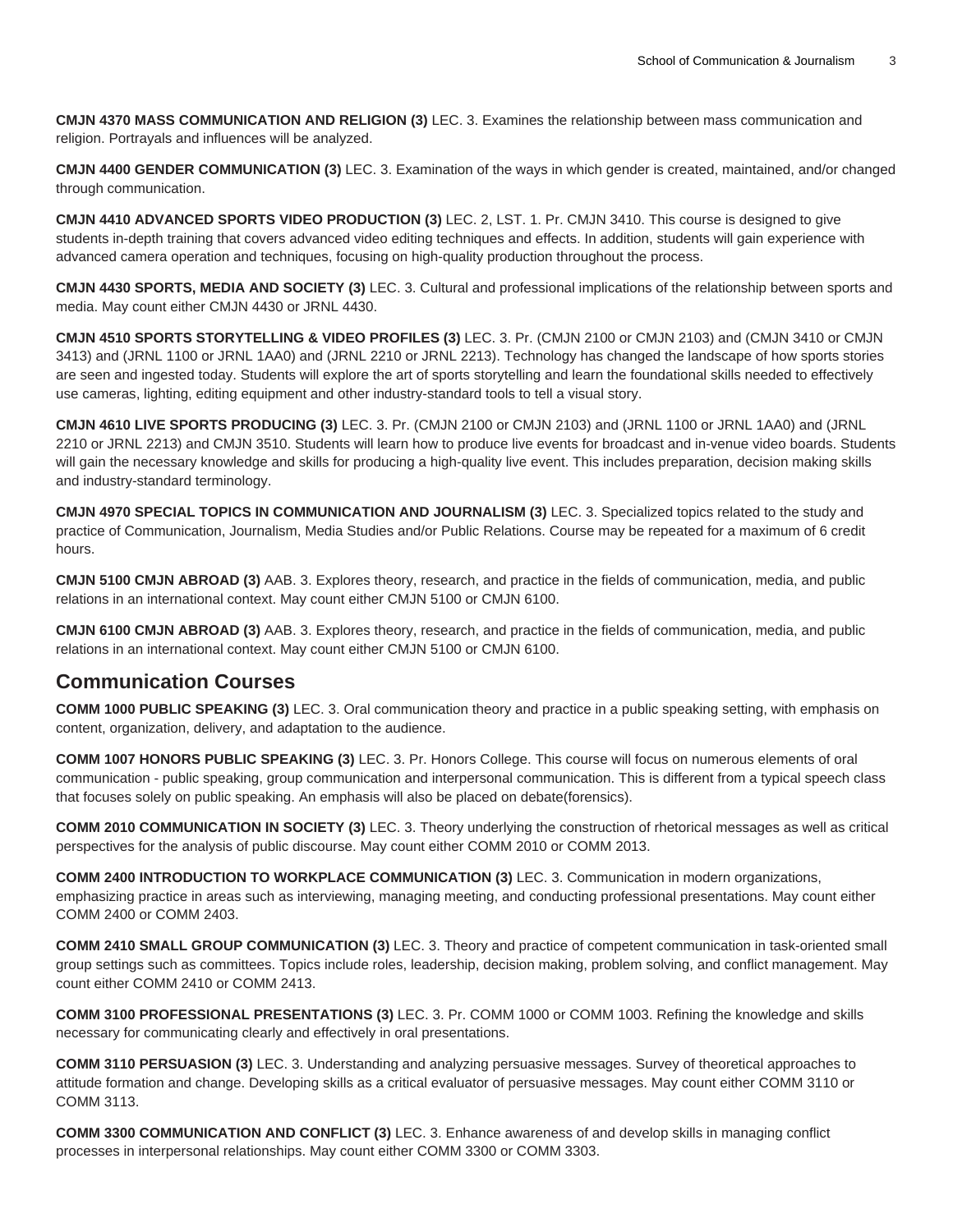**CMJN 4370 MASS COMMUNICATION AND RELIGION (3)** LEC. 3. Examines the relationship between mass communication and religion. Portrayals and influences will be analyzed.

**CMJN 4400 GENDER COMMUNICATION (3)** LEC. 3. Examination of the ways in which gender is created, maintained, and/or changed through communication.

**CMJN 4410 ADVANCED SPORTS VIDEO PRODUCTION (3)** LEC. 2, LST. 1. Pr. CMJN 3410. This course is designed to give students in-depth training that covers advanced video editing techniques and effects. In addition, students will gain experience with advanced camera operation and techniques, focusing on high-quality production throughout the process.

**CMJN 4430 SPORTS, MEDIA AND SOCIETY (3)** LEC. 3. Cultural and professional implications of the relationship between sports and media. May count either CMJN 4430 or JRNL 4430.

**CMJN 4510 SPORTS STORYTELLING & VIDEO PROFILES (3)** LEC. 3. Pr. (CMJN 2100 or CMJN 2103) and (CMJN 3410 or CMJN 3413) and (JRNL 1100 or JRNL 1AA0) and (JRNL 2210 or JRNL 2213). Technology has changed the landscape of how sports stories are seen and ingested today. Students will explore the art of sports storytelling and learn the foundational skills needed to effectively use cameras, lighting, editing equipment and other industry-standard tools to tell a visual story.

**CMJN 4610 LIVE SPORTS PRODUCING (3)** LEC. 3. Pr. (CMJN 2100 or CMJN 2103) and (JRNL 1100 or JRNL 1AA0) and (JRNL 2210 or JRNL 2213) and CMJN 3510. Students will learn how to produce live events for broadcast and in-venue video boards. Students will gain the necessary knowledge and skills for producing a high-quality live event. This includes preparation, decision making skills and industry-standard terminology.

**CMJN 4970 SPECIAL TOPICS IN COMMUNICATION AND JOURNALISM (3)** LEC. 3. Specialized topics related to the study and practice of Communication, Journalism, Media Studies and/or Public Relations. Course may be repeated for a maximum of 6 credit hours.

**CMJN 5100 CMJN ABROAD (3)** AAB. 3. Explores theory, research, and practice in the fields of communication, media, and public relations in an international context. May count either CMJN 5100 or CMJN 6100.

**CMJN 6100 CMJN ABROAD (3)** AAB. 3. Explores theory, research, and practice in the fields of communication, media, and public relations in an international context. May count either CMJN 5100 or CMJN 6100.

## Communication Courses

**COMM 1000 PUBLIC SPEAKING (3)** LEC. 3. Oral communication theory and practice in a public speaking setting, with emphasis on content, organization, delivery, and adaptation to the audience.

**COMM 1007 HONORS PUBLIC SPEAKING (3)** LEC. 3. Pr. Honors College. This course will focus on numerous elements of oral communication - public speaking, group communication and interpersonal communication. This is different from a typical speech class that focuses solely on public speaking. An emphasis will also be placed on debate(forensics).

**COMM 2010 COMMUNICATION IN SOCIETY (3)** LEC. 3. Theory underlying the construction of rhetorical messages as well as critical perspectives for the analysis of public discourse. May count either COMM 2010 or COMM 2013.

**COMM 2400 INTRODUCTION TO WORKPLACE COMMUNICATION (3)** LEC. 3. Communication in modern organizations, emphasizing practice in areas such as interviewing, managing meeting, and conducting professional presentations. May count either COMM 2400 or COMM 2403.

**COMM 2410 SMALL GROUP COMMUNICATION (3)** LEC. 3. Theory and practice of competent communication in task-oriented small group settings such as committees. Topics include roles, leadership, decision making, problem solving, and conflict management. May count either COMM 2410 or COMM 2413.

**COMM 3100 PROFESSIONAL PRESENTATIONS (3)** LEC. 3. Pr. COMM 1000 or COMM 1003. Refining the knowledge and skills necessary for communicating clearly and effectively in oral presentations.

**COMM 3110 PERSUASION (3)** LEC. 3. Understanding and analyzing persuasive messages. Survey of theoretical approaches to attitude formation and change. Developing skills as a critical evaluator of persuasive messages. May count either COMM 3110 or COMM 3113.

**COMM 3300 COMMUNICATION AND CONFLICT (3)** LEC. 3. Enhance awareness of and develop skills in managing conflict processes in interpersonal relationships. May count either COMM 3300 or COMM 3303.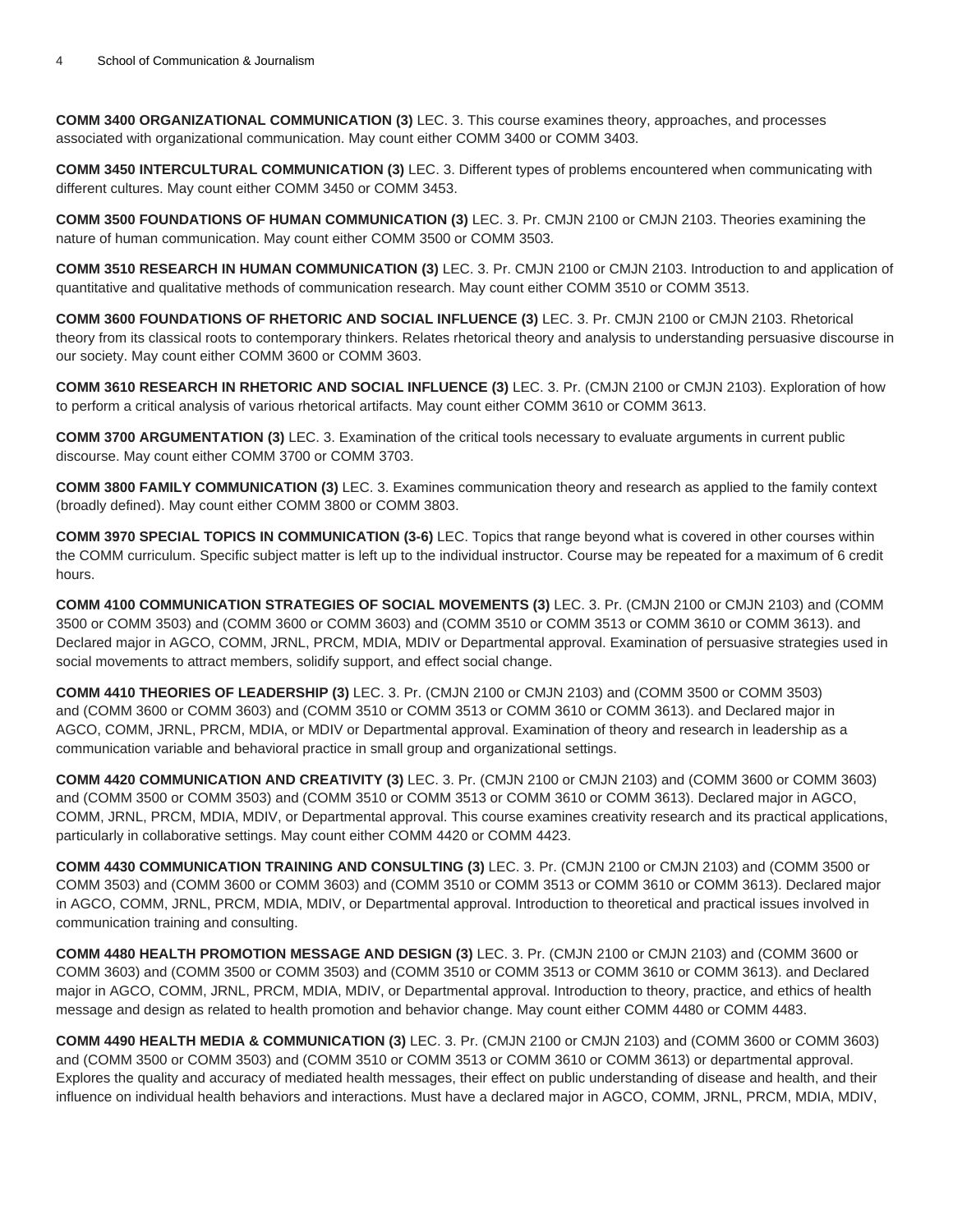**COMM 3400 ORGANIZATIONAL COMMUNICATION (3)** LEC. 3. This course examines theory, approaches, and processes associated with organizational communication. May count either COMM 3400 or COMM 3403.

**COMM 3450 INTERCULTURAL COMMUNICATION (3)** LEC. 3. Different types of problems encountered when communicating with different cultures. May count either COMM 3450 or COMM 3453.

**COMM 3500 FOUNDATIONS OF HUMAN COMMUNICATION (3)** LEC. 3. Pr. CMJN 2100 or CMJN 2103. Theories examining the nature of human communication. May count either COMM 3500 or COMM 3503.

**COMM 3510 RESEARCH IN HUMAN COMMUNICATION (3)** LEC. 3. Pr. CMJN 2100 or CMJN 2103. Introduction to and application of quantitative and qualitative methods of communication research. May count either COMM 3510 or COMM 3513.

**COMM 3600 FOUNDATIONS OF RHETORIC AND SOCIAL INFLUENCE (3)** LEC. 3. Pr. CMJN 2100 or CMJN 2103. Rhetorical theory from its classical roots to contemporary thinkers. Relates rhetorical theory and analysis to understanding persuasive discourse in our society. May count either COMM 3600 or COMM 3603.

**COMM 3610 RESEARCH IN RHETORIC AND SOCIAL INFLUENCE (3)** LEC. 3. Pr. (CMJN 2100 or CMJN 2103). Exploration of how to perform a critical analysis of various rhetorical artifacts. May count either COMM 3610 or COMM 3613.

**COMM 3700 ARGUMENTATION (3)** LEC. 3. Examination of the critical tools necessary to evaluate arguments in current public discourse. May count either COMM 3700 or COMM 3703.

**COMM 3800 FAMILY COMMUNICATION (3)** LEC. 3. Examines communication theory and research as applied to the family context (broadly defined). May count either COMM 3800 or COMM 3803.

**COMM 3970 SPECIAL TOPICS IN COMMUNICATION (3-6)** LEC. Topics that range beyond what is covered in other courses within the COMM curriculum. Specific subject matter is left up to the individual instructor. Course may be repeated for a maximum of 6 credit hours.

**COMM 4100 COMMUNICATION STRATEGIES OF SOCIAL MOVEMENTS (3)** LEC. 3. Pr. (CMJN 2100 or CMJN 2103) and (COMM 3500 or COMM 3503) and (COMM 3600 or COMM 3603) and (COMM 3510 or COMM 3513 or COMM 3610 or COMM 3613). and Declared major in AGCO, COMM, JRNL, PRCM, MDIA, MDIV or Departmental approval. Examination of persuasive strategies used in social movements to attract members, solidify support, and effect social change.

**COMM 4410 THEORIES OF LEADERSHIP (3)** LEC. 3. Pr. (CMJN 2100 or CMJN 2103) and (COMM 3500 or COMM 3503) and (COMM 3600 or COMM 3603) and (COMM 3510 or COMM 3513 or COMM 3610 or COMM 3613). and Declared major in AGCO, COMM, JRNL, PRCM, MDIA, or MDIV or Departmental approval. Examination of theory and research in leadership as a communication variable and behavioral practice in small group and organizational settings.

**COMM 4420 COMMUNICATION AND CREATIVITY (3)** LEC. 3. Pr. (CMJN 2100 or CMJN 2103) and (COMM 3600 or COMM 3603) and (COMM 3500 or COMM 3503) and (COMM 3510 or COMM 3513 or COMM 3610 or COMM 3613). Declared major in AGCO, COMM, JRNL, PRCM, MDIA, MDIV, or Departmental approval. This course examines creativity research and its practical applications, particularly in collaborative settings. May count either COMM 4420 or COMM 4423.

**COMM 4430 COMMUNICATION TRAINING AND CONSULTING (3)** LEC. 3. Pr. (CMJN 2100 or CMJN 2103) and (COMM 3500 or COMM 3503) and (COMM 3600 or COMM 3603) and (COMM 3510 or COMM 3513 or COMM 3610 or COMM 3613). Declared major in AGCO, COMM, JRNL, PRCM, MDIA, MDIV, or Departmental approval. Introduction to theoretical and practical issues involved in communication training and consulting.

**COMM 4480 HEALTH PROMOTION MESSAGE AND DESIGN (3)** LEC. 3. Pr. (CMJN 2100 or CMJN 2103) and (COMM 3600 or COMM 3603) and (COMM 3500 or COMM 3503) and (COMM 3510 or COMM 3513 or COMM 3610 or COMM 3613). and Declared major in AGCO, COMM, JRNL, PRCM, MDIA, MDIV, or Departmental approval. Introduction to theory, practice, and ethics of health message and design as related to health promotion and behavior change. May count either COMM 4480 or COMM 4483.

**COMM 4490 HEALTH MEDIA & COMMUNICATION (3)** LEC. 3. Pr. (CMJN 2100 or CMJN 2103) and (COMM 3600 or COMM 3603) and (COMM 3500 or COMM 3503) and (COMM 3510 or COMM 3513 or COMM 3610 or COMM 3613) or departmental approval. Explores the quality and accuracy of mediated health messages, their effect on public understanding of disease and health, and their influence on individual health behaviors and interactions. Must have a declared major in AGCO, COMM, JRNL, PRCM, MDIA, MDIV,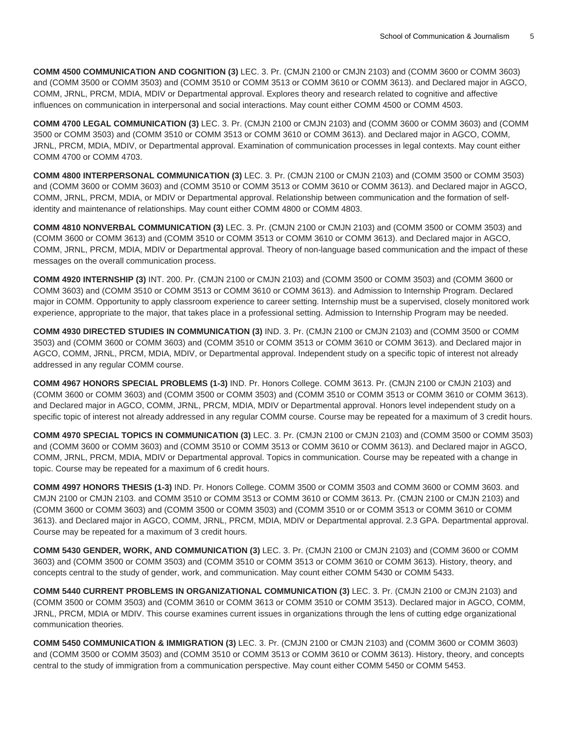**COMM 4500 COMMUNICATION AND COGNITION (3)** LEC. 3. Pr. (CMJN 2100 or CMJN 2103) and (COMM 3600 or COMM 3603) and (COMM 3500 or COMM 3503) and (COMM 3510 or COMM 3513 or COMM 3610 or COMM 3613). and Declared major in AGCO, COMM, JRNL, PRCM, MDIA, MDIV or Departmental approval. Explores theory and research related to cognitive and affective influences on communication in interpersonal and social interactions. May count either COMM 4500 or COMM 4503.

**COMM 4700 LEGAL COMMUNICATION (3)** LEC. 3. Pr. (CMJN 2100 or CMJN 2103) and (COMM 3600 or COMM 3603) and (COMM 3500 or COMM 3503) and (COMM 3510 or COMM 3513 or COMM 3610 or COMM 3613). and Declared major in AGCO, COMM, JRNL, PRCM, MDIA, MDIV, or Departmental approval. Examination of communication processes in legal contexts. May count either COMM 4700 or COMM 4703.

**COMM 4800 INTERPERSONAL COMMUNICATION (3)** LEC. 3. Pr. (CMJN 2100 or CMJN 2103) and (COMM 3500 or COMM 3503) and (COMM 3600 or COMM 3603) and (COMM 3510 or COMM 3513 or COMM 3610 or COMM 3613). and Declared major in AGCO, COMM, JRNL, PRCM, MDIA, or MDIV or Departmental approval. Relationship between communication and the formation of self-identity and maintenance of relationships. May count either COMM 4800 or COMM 4803.

**COMM 4810 NONVERBAL COMMUNICATION (3)** LEC. 3. Pr. (CMJN 2100 or CMJN 2103) and (COMM 3500 or COMM 3503) and (COMM 3600 or COMM 3613) and (COMM 3510 or COMM 3513 or COMM 3610 or COMM 3613). and Declared major in AGCO, COMM, JRNL, PRCM, MDIA, MDIV or Departmental approval. Theory of non-language based communication and the impact of these messages on the overall communication process.

**COMM 4920 INTERNSHIP (3)** INT. 200. Pr. (CMJN 2100 or CMJN 2103) and (COMM 3500 or COMM 3503) and (COMM 3600 or COMM 3603) and (COMM 3510 or COMM 3513 or COMM 3610 or COMM 3613). and Admission to Internship Program. Declared major in COMM. Opportunity to apply classroom experience to career setting. Internship must be a supervised, closely monitored work experience, appropriate to the major, that takes place in a professional setting. Admission to Internship Program may be needed.

**COMM 4930 DIRECTED STUDIES IN COMMUNICATION (3)** IND. 3. Pr. (CMJN 2100 or CMJN 2103) and (COMM 3500 or COMM 3503) and (COMM 3600 or COMM 3603) and (COMM 3510 or COMM 3513 or COMM 3610 or COMM 3613). and Declared major in AGCO, COMM, JRNL, PRCM, MDIA, MDIV, or Departmental approval. Independent study on a specific topic of interest not already addressed in any regular COMM course.

**COMM 4967 HONORS SPECIAL PROBLEMS (1-3)** IND. Pr. Honors College. COMM 3613. Pr. (CMJN 2100 or CMJN 2103) and (COMM 3600 or COMM 3603) and (COMM 3500 or COMM 3503) and (COMM 3510 or COMM 3513 or COMM 3610 or COMM 3613). and Declared major in AGCO, COMM, JRNL, PRCM, MDIA, MDIV or Departmental approval. Honors level independent study on a specific topic of interest not already addressed in any regular COMM course. Course may be repeated for a maximum of 3 credit hours.

**COMM 4970 SPECIAL TOPICS IN COMMUNICATION (3)** LEC. 3. Pr. (CMJN 2100 or CMJN 2103) and (COMM 3500 or COMM 3503) and (COMM 3600 or COMM 3603) and (COMM 3510 or COMM 3513 or COMM 3610 or COMM 3613). and Declared major in AGCO, COMM, JRNL, PRCM, MDIA, MDIV or Departmental approval. Topics in communication. Course may be repeated with a change in topic. Course may be repeated for a maximum of 6 credit hours.

**COMM 4997 HONORS THESIS (1-3)** IND. Pr. Honors College. COMM 3500 or COMM 3503 and COMM 3600 or COMM 3603. and CMJN 2100 or CMJN 2103. and COMM 3510 or COMM 3513 or COMM 3610 or COMM 3613. Pr. (CMJN 2100 or CMJN 2103) and (COMM 3600 or COMM 3603) and (COMM 3500 or COMM 3503) and (COMM 3510 or or COMM 3513 or COMM 3610 or COMM 3613). and Declared major in AGCO, COMM, JRNL, PRCM, MDIA, MDIV or Departmental approval. 2.3 GPA. Departmental approval. Course may be repeated for a maximum of 3 credit hours.

**COMM 5430 GENDER, WORK, AND COMMUNICATION (3)** LEC. 3. Pr. (CMJN 2100 or CMJN 2103) and (COMM 3600 or COMM 3603) and (COMM 3500 or COMM 3503) and (COMM 3510 or COMM 3513 or COMM 3610 or COMM 3613). History, theory, and concepts central to the study of gender, work, and communication. May count either COMM 5430 or COMM 5433.

**COMM 5440 CURRENT PROBLEMS IN ORGANIZATIONAL COMMUNICATION (3)** LEC. 3. Pr. (CMJN 2100 or CMJN 2103) and (COMM 3500 or COMM 3503) and (COMM 3610 or COMM 3613 or COMM 3510 or COMM 3513). Declared major in AGCO, COMM, JRNL, PRCM, MDIA or MDIV. This course examines current issues in organizations through the lens of cutting edge organizational communication theories.

**COMM 5450 COMMUNICATION & IMMIGRATION (3)** LEC. 3. Pr. (CMJN 2100 or CMJN 2103) and (COMM 3600 or COMM 3603) and (COMM 3500 or COMM 3503) and (COMM 3510 or COMM 3513 or COMM 3610 or COMM 3613). History, theory, and concepts central to the study of immigration from a communication perspective. May count either COMM 5450 or COMM 5453.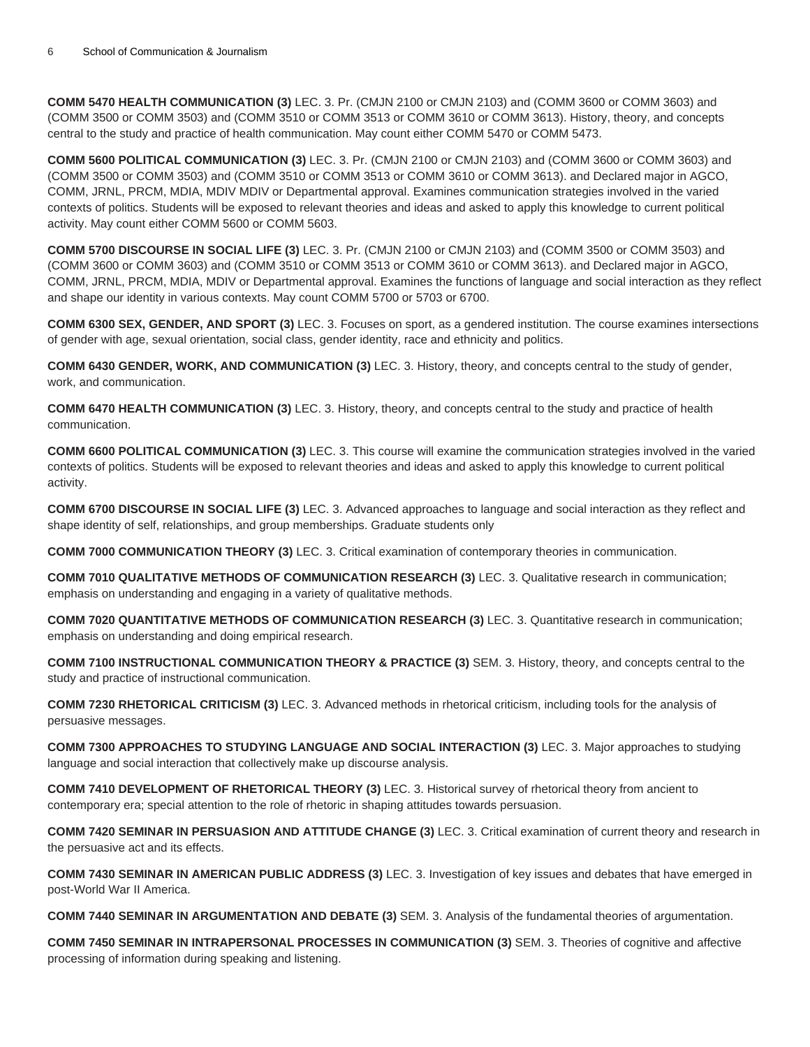**COMM 5470 HEALTH COMMUNICATION (3)** LEC. 3. Pr. (CMJN 2100 or CMJN 2103) and (COMM 3600 or COMM 3603) and (COMM 3500 or COMM 3503) and (COMM 3510 or COMM 3513 or COMM 3610 or COMM 3613). History, theory, and concepts central to the study and practice of health communication. May count either COMM 5470 or COMM 5473.

**COMM 5600 POLITICAL COMMUNICATION (3)** LEC. 3. Pr. (CMJN 2100 or CMJN 2103) and (COMM 3600 or COMM 3603) and (COMM 3500 or COMM 3503) and (COMM 3510 or COMM 3513 or COMM 3610 or COMM 3613). and Declared major in AGCO, COMM, JRNL, PRCM, MDIA, MDIV MDIV or Departmental approval. Examines communication strategies involved in the varied contexts of politics. Students will be exposed to relevant theories and ideas and asked to apply this knowledge to current political activity. May count either COMM 5600 or COMM 5603.

**COMM 5700 DISCOURSE IN SOCIAL LIFE (3)** LEC. 3. Pr. (CMJN 2100 or CMJN 2103) and (COMM 3500 or COMM 3503) and (COMM 3600 or COMM 3603) and (COMM 3510 or COMM 3513 or COMM 3610 or COMM 3613). and Declared major in AGCO, COMM, JRNL, PRCM, MDIA, MDIV or Departmental approval. Examines the functions of language and social interaction as they reflect and shape our identity in various contexts. May count COMM 5700 or 5703 or 6700.

**COMM 6300 SEX, GENDER, AND SPORT (3)** LEC. 3. Focuses on sport, as a gendered institution. The course examines intersections of gender with age, sexual orientation, social class, gender identity, race and ethnicity and politics.

**COMM 6430 GENDER, WORK, AND COMMUNICATION (3)** LEC. 3. History, theory, and concepts central to the study of gender, work, and communication.

**COMM 6470 HEALTH COMMUNICATION (3)** LEC. 3. History, theory, and concepts central to the study and practice of health communication.

**COMM 6600 POLITICAL COMMUNICATION (3)** LEC. 3. This course will examine the communication strategies involved in the varied contexts of politics. Students will be exposed to relevant theories and ideas and asked to apply this knowledge to current political activity.

**COMM 6700 DISCOURSE IN SOCIAL LIFE (3)** LEC. 3. Advanced approaches to language and social interaction as they reflect and shape identity of self, relationships, and group memberships. Graduate students only

**COMM 7000 COMMUNICATION THEORY (3)** LEC. 3. Critical examination of contemporary theories in communication.

**COMM 7010 QUALITATIVE METHODS OF COMMUNICATION RESEARCH (3)** LEC. 3. Qualitative research in communication; emphasis on understanding and engaging in a variety of qualitative methods.

**COMM 7020 QUANTITATIVE METHODS OF COMMUNICATION RESEARCH (3)** LEC. 3. Quantitative research in communication; emphasis on understanding and doing empirical research.

**COMM 7100 INSTRUCTIONAL COMMUNICATION THEORY & PRACTICE (3)** SEM. 3. History, theory, and concepts central to the study and practice of instructional communication.

**COMM 7230 RHETORICAL CRITICISM (3)** LEC. 3. Advanced methods in rhetorical criticism, including tools for the analysis of persuasive messages.

**COMM 7300 APPROACHES TO STUDYING LANGUAGE AND SOCIAL INTERACTION (3)** LEC. 3. Major approaches to studying language and social interaction that collectively make up discourse analysis.

**COMM 7410 DEVELOPMENT OF RHETORICAL THEORY (3)** LEC. 3. Historical survey of rhetorical theory from ancient to contemporary era; special attention to the role of rhetoric in shaping attitudes towards persuasion.

**COMM 7420 SEMINAR IN PERSUASION AND ATTITUDE CHANGE (3)** LEC. 3. Critical examination of current theory and research in the persuasive act and its effects.

**COMM 7430 SEMINAR IN AMERICAN PUBLIC ADDRESS (3)** LEC. 3. Investigation of key issues and debates that have emerged in post-World War II America.

**COMM 7440 SEMINAR IN ARGUMENTATION AND DEBATE (3)** SEM. 3. Analysis of the fundamental theories of argumentation.

**COMM 7450 SEMINAR IN INTRAPERSONAL PROCESSES IN COMMUNICATION (3)** SEM. 3. Theories of cognitive and affective processing of information during speaking and listening.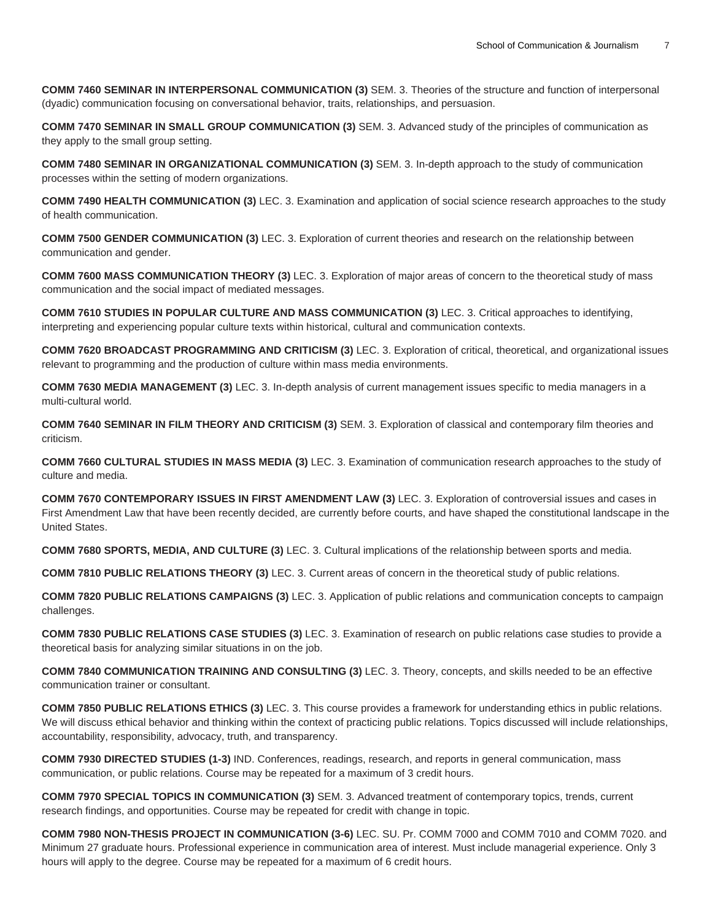**COMM 7460 SEMINAR IN INTERPERSONAL COMMUNICATION (3)** SEM. 3. Theories of the structure and function of interpersonal (dyadic) communication focusing on conversational behavior, traits, relationships, and persuasion.

**COMM 7470 SEMINAR IN SMALL GROUP COMMUNICATION (3)** SEM. 3. Advanced study of the principles of communication as they apply to the small group setting.

**COMM 7480 SEMINAR IN ORGANIZATIONAL COMMUNICATION (3)** SEM. 3. In-depth approach to the study of communication processes within the setting of modern organizations.

**COMM 7490 HEALTH COMMUNICATION (3)** LEC. 3. Examination and application of social science research approaches to the study of health communication.

**COMM 7500 GENDER COMMUNICATION (3)** LEC. 3. Exploration of current theories and research on the relationship between communication and gender.

**COMM 7600 MASS COMMUNICATION THEORY (3)** LEC. 3. Exploration of major areas of concern to the theoretical study of mass communication and the social impact of mediated messages.

**COMM 7610 STUDIES IN POPULAR CULTURE AND MASS COMMUNICATION (3)** LEC. 3. Critical approaches to identifying, interpreting and experiencing popular culture texts within historical, cultural and communication contexts.

**COMM 7620 BROADCAST PROGRAMMING AND CRITICISM (3)** LEC. 3. Exploration of critical, theoretical, and organizational issues relevant to programming and the production of culture within mass media environments.

**COMM 7630 MEDIA MANAGEMENT (3)** LEC. 3. In-depth analysis of current management issues specific to media managers in a multi-cultural world.

**COMM 7640 SEMINAR IN FILM THEORY AND CRITICISM (3)** SEM. 3. Exploration of classical and contemporary film theories and criticism.

**COMM 7660 CULTURAL STUDIES IN MASS MEDIA (3)** LEC. 3. Examination of communication research approaches to the study of culture and media.

**COMM 7670 CONTEMPORARY ISSUES IN FIRST AMENDMENT LAW (3)** LEC. 3. Exploration of controversial issues and cases in First Amendment Law that have been recently decided, are currently before courts, and have shaped the constitutional landscape in the United States.

**COMM 7680 SPORTS, MEDIA, AND CULTURE (3)** LEC. 3. Cultural implications of the relationship between sports and media.

**COMM 7810 PUBLIC RELATIONS THEORY (3)** LEC. 3. Current areas of concern in the theoretical study of public relations.

**COMM 7820 PUBLIC RELATIONS CAMPAIGNS (3)** LEC. 3. Application of public relations and communication concepts to campaign challenges.

**COMM 7830 PUBLIC RELATIONS CASE STUDIES (3)** LEC. 3. Examination of research on public relations case studies to provide a theoretical basis for analyzing similar situations in on the job.

**COMM 7840 COMMUNICATION TRAINING AND CONSULTING (3)** LEC. 3. Theory, concepts, and skills needed to be an effective communication trainer or consultant.

**COMM 7850 PUBLIC RELATIONS ETHICS (3)** LEC. 3. This course provides a framework for understanding ethics in public relations. We will discuss ethical behavior and thinking within the context of practicing public relations. Topics discussed will include relationships, accountability, responsibility, advocacy, truth, and transparency.

**COMM 7930 DIRECTED STUDIES (1-3)** IND. Conferences, readings, research, and reports in general communication, mass communication, or public relations. Course may be repeated for a maximum of 3 credit hours.

**COMM 7970 SPECIAL TOPICS IN COMMUNICATION (3)** SEM. 3. Advanced treatment of contemporary topics, trends, current research findings, and opportunities. Course may be repeated for credit with change in topic.

**COMM 7980 NON-THESIS PROJECT IN COMMUNICATION (3-6)** LEC. SU. Pr. COMM 7000 and COMM 7010 and COMM 7020. and Minimum 27 graduate hours. Professional experience in communication area of interest. Must include managerial experience. Only 3 hours will apply to the degree. Course may be repeated for a maximum of 6 credit hours.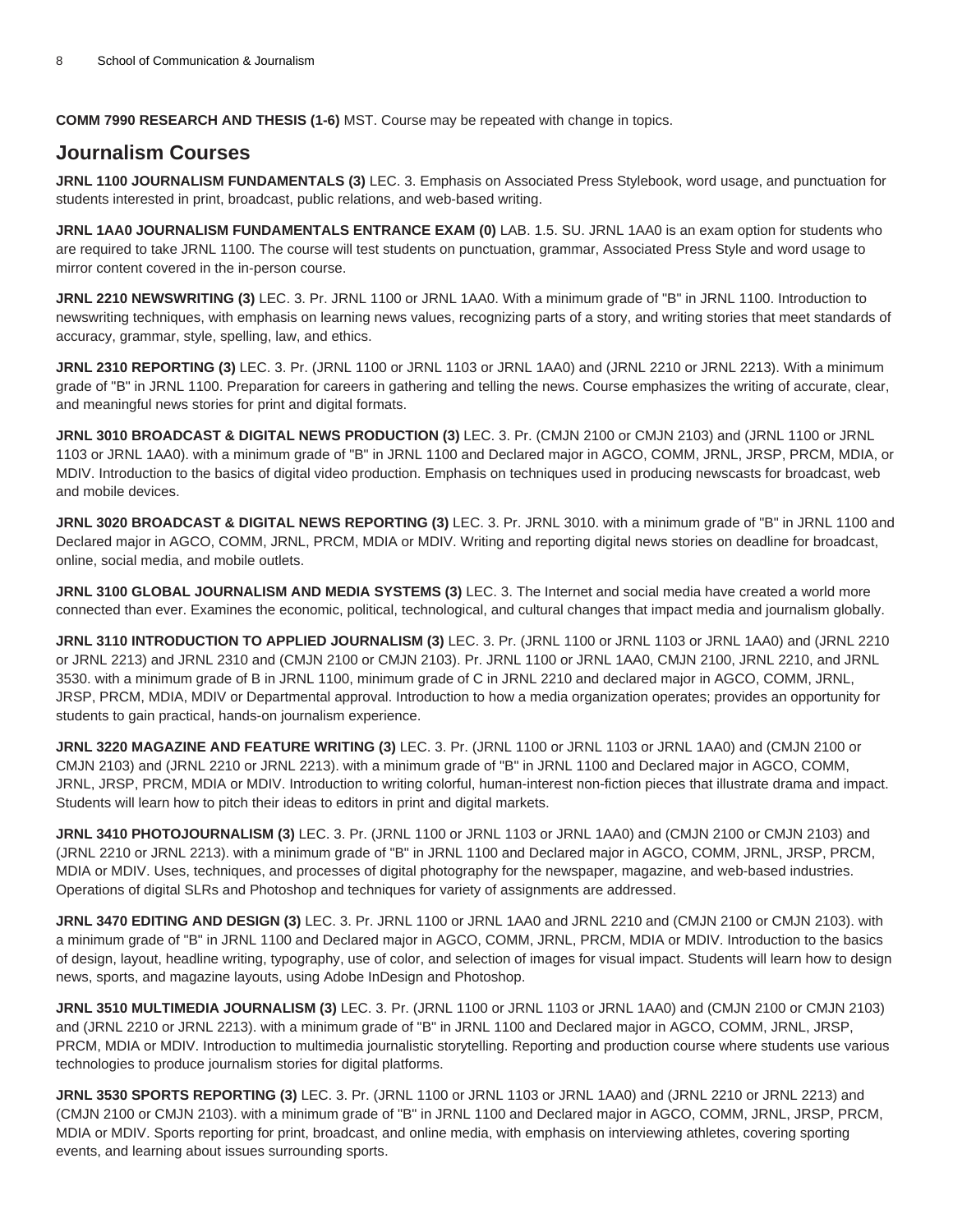**COMM 7990 RESEARCH AND THESIS (1-6)** MST. Course may be repeated with change in topics.

## Journalism Courses

**JRNL 1100 JOURNALISM FUNDAMENTALS (3)** LEC. 3. Emphasis on Associated Press Stylebook, word usage, and punctuation for students interested in print, broadcast, public relations, and web-based writing.

**JRNL 1AA0 JOURNALISM FUNDAMENTALS ENTRANCE EXAM (0)** LAB. 1.5. SU. JRNL 1AA0 is an exam option for students who are required to take JRNL 1100. The course will test students on punctuation, grammar, Associated Press Style and word usage to mirror content covered in the in-person course.

**JRNL 2210 NEWSWRITING (3)** LEC. 3. Pr. JRNL 1100 or JRNL 1AA0. With a minimum grade of "B" in JRNL 1100. Introduction to newswriting techniques, with emphasis on learning news values, recognizing parts of a story, and writing stories that meet standards of accuracy, grammar, style, spelling, law, and ethics.

**JRNL 2310 REPORTING (3)** LEC. 3. Pr. (JRNL 1100 or JRNL 1103 or JRNL 1AA0) and (JRNL 2210 or JRNL 2213). With a minimum grade of "B" in JRNL 1100. Preparation for careers in gathering and telling the news. Course emphasizes the writing of accurate, clear, and meaningful news stories for print and digital formats.

**JRNL 3010 BROADCAST & DIGITAL NEWS PRODUCTION (3)** LEC. 3. Pr. (CMJN 2100 or CMJN 2103) and (JRNL 1100 or JRNL 1103 or JRNL 1AA0). with a minimum grade of "B" in JRNL 1100 and Declared major in AGCO, COMM, JRNL, JRSP, PRCM, MDIA, or MDIV. Introduction to the basics of digital video production. Emphasis on techniques used in producing newscasts for broadcast, web and mobile devices.

**JRNL 3020 BROADCAST & DIGITAL NEWS REPORTING (3)** LEC. 3. Pr. JRNL 3010. with a minimum grade of "B" in JRNL 1100 and Declared major in AGCO, COMM, JRNL, PRCM, MDIA or MDIV. Writing and reporting digital news stories on deadline for broadcast, online, social media, and mobile outlets.

**JRNL 3100 GLOBAL JOURNALISM AND MEDIA SYSTEMS (3)** LEC. 3. The Internet and social media have created a world more connected than ever. Examines the economic, political, technological, and cultural changes that impact media and journalism globally.

**JRNL 3110 INTRODUCTION TO APPLIED JOURNALISM (3)** LEC. 3. Pr. (JRNL 1100 or JRNL 1103 or JRNL 1AA0) and (JRNL 2210 or JRNL 2213) and JRNL 2310 and (CMJN 2100 or CMJN 2103). Pr. JRNL 1100 or JRNL 1AA0, CMJN 2100, JRNL 2210, and JRNL 3530. with a minimum grade of B in JRNL 1100, minimum grade of C in JRNL 2210 and declared major in AGCO, COMM, JRNL, JRSP, PRCM, MDIA, MDIV or Departmental approval. Introduction to how a media organization operates; provides an opportunity for students to gain practical, hands-on journalism experience.

**JRNL 3220 MAGAZINE AND FEATURE WRITING (3)** LEC. 3. Pr. (JRNL 1100 or JRNL 1103 or JRNL 1AA0) and (CMJN 2100 or CMJN 2103) and (JRNL 2210 or JRNL 2213). with a minimum grade of "B" in JRNL 1100 and Declared major in AGCO, COMM, JRNL, JRSP, PRCM, MDIA or MDIV. Introduction to writing colorful, human-interest non-fiction pieces that illustrate drama and impact. Students will learn how to pitch their ideas to editors in print and digital markets.

**JRNL 3410 PHOTOJOURNALISM (3)** LEC. 3. Pr. (JRNL 1100 or JRNL 1103 or JRNL 1AA0) and (CMJN 2100 or CMJN 2103) and (JRNL 2210 or JRNL 2213). with a minimum grade of "B" in JRNL 1100 and Declared major in AGCO, COMM, JRNL, JRSP, PRCM, MDIA or MDIV. Uses, techniques, and processes of digital photography for the newspaper, magazine, and web-based industries. Operations of digital SLRs and Photoshop and techniques for variety of assignments are addressed.

**JRNL 3470 EDITING AND DESIGN (3)** LEC. 3. Pr. JRNL 1100 or JRNL 1AA0 and JRNL 2210 and (CMJN 2100 or CMJN 2103). with a minimum grade of "B" in JRNL 1100 and Declared major in AGCO, COMM, JRNL, PRCM, MDIA or MDIV. Introduction to the basics of design, layout, headline writing, typography, use of color, and selection of images for visual impact. Students will learn how to design news, sports, and magazine layouts, using Adobe InDesign and Photoshop.

**JRNL 3510 MULTIMEDIA JOURNALISM (3)** LEC. 3. Pr. (JRNL 1100 or JRNL 1103 or JRNL 1AA0) and (CMJN 2100 or CMJN 2103) and (JRNL 2210 or JRNL 2213). with a minimum grade of "B" in JRNL 1100 and Declared major in AGCO, COMM, JRNL, JRSP, PRCM, MDIA or MDIV. Introduction to multimedia journalistic storytelling. Reporting and production course where students use various technologies to produce journalism stories for digital platforms.

**JRNL 3530 SPORTS REPORTING (3)** LEC. 3. Pr. (JRNL 1100 or JRNL 1103 or JRNL 1AA0) and (JRNL 2210 or JRNL 2213) and (CMJN 2100 or CMJN 2103). with a minimum grade of "B" in JRNL 1100 and Declared major in AGCO, COMM, JRNL, JRSP, PRCM, MDIA or MDIV. Sports reporting for print, broadcast, and online media, with emphasis on interviewing athletes, covering sporting events, and learning about issues surrounding sports.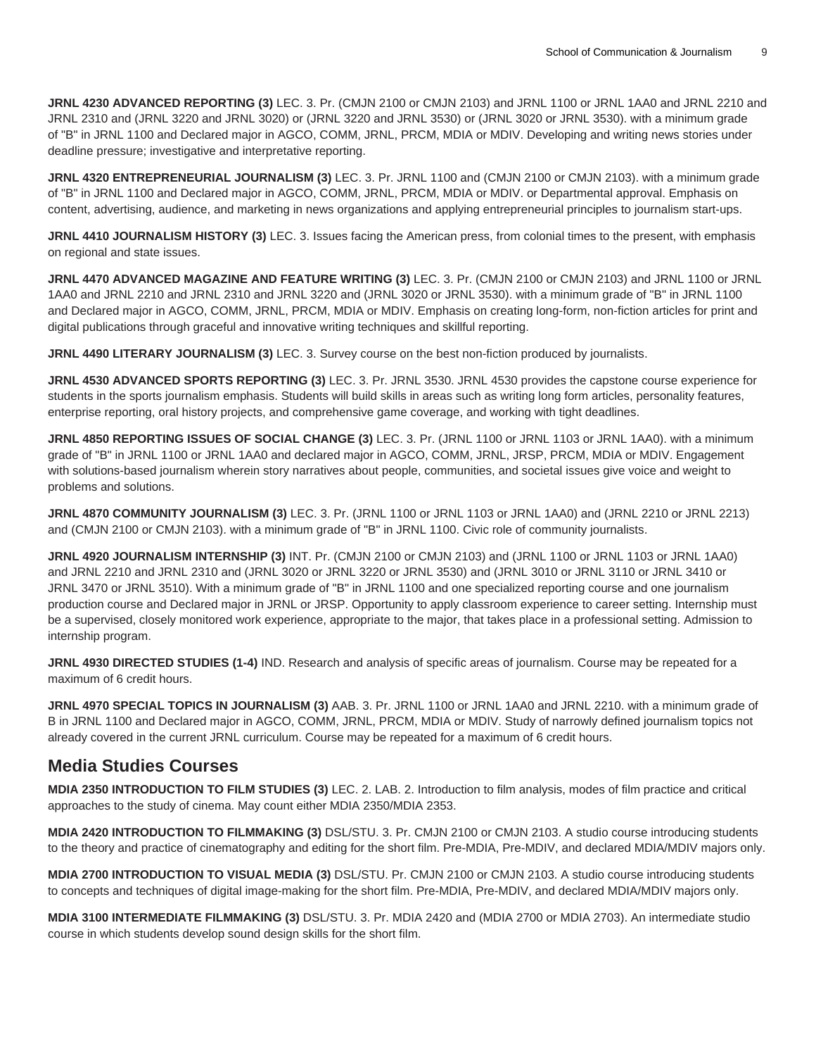**JRNL 4230 ADVANCED REPORTING (3)** LEC. 3. Pr. (CMJN 2100 or CMJN 2103) and JRNL 1100 or JRNL 1AA0 and JRNL 2210 and JRNL 2310 and (JRNL 3220 and JRNL 3020) or (JRNL 3220 and JRNL 3530) or (JRNL 3020 or JRNL 3530). with a minimum grade of "B" in JRNL 1100 and Declared major in AGCO, COMM, JRNL, PRCM, MDIA or MDIV. Developing and writing news stories under deadline pressure; investigative and interpretative reporting.

**JRNL 4320 ENTREPRENEURIAL JOURNALISM (3)** LEC. 3. Pr. JRNL 1100 and (CMJN 2100 or CMJN 2103). with a minimum grade of "B" in JRNL 1100 and Declared major in AGCO, COMM, JRNL, PRCM, MDIA or MDIV. or Departmental approval. Emphasis on content, advertising, audience, and marketing in news organizations and applying entrepreneurial principles to journalism start-ups.

**JRNL 4410 JOURNALISM HISTORY (3)** LEC. 3. Issues facing the American press, from colonial times to the present, with emphasis on regional and state issues.

**JRNL 4470 ADVANCED MAGAZINE AND FEATURE WRITING (3)** LEC. 3. Pr. (CMJN 2100 or CMJN 2103) and JRNL 1100 or JRNL 1AA0 and JRNL 2210 and JRNL 2310 and JRNL 3220 and (JRNL 3020 or JRNL 3530). with a minimum grade of "B" in JRNL 1100 and Declared major in AGCO, COMM, JRNL, PRCM, MDIA or MDIV. Emphasis on creating long-form, non-fiction articles for print and digital publications through graceful and innovative writing techniques and skillful reporting.

**JRNL 4490 LITERARY JOURNALISM (3)** LEC. 3. Survey course on the best non-fiction produced by journalists.

**JRNL 4530 ADVANCED SPORTS REPORTING (3)** LEC. 3. Pr. JRNL 3530. JRNL 4530 provides the capstone course experience for students in the sports journalism emphasis. Students will build skills in areas such as writing long form articles, personality features, enterprise reporting, oral history projects, and comprehensive game coverage, and working with tight deadlines.

**JRNL 4850 REPORTING ISSUES OF SOCIAL CHANGE (3)** LEC. 3. Pr. (JRNL 1100 or JRNL 1103 or JRNL 1AA0). with a minimum grade of "B" in JRNL 1100 or JRNL 1AA0 and declared major in AGCO, COMM, JRNL, JRSP, PRCM, MDIA or MDIV. Engagement with solutions-based journalism wherein story narratives about people, communities, and societal issues give voice and weight to problems and solutions.

**JRNL 4870 COMMUNITY JOURNALISM (3)** LEC. 3. Pr. (JRNL 1100 or JRNL 1103 or JRNL 1AA0) and (JRNL 2210 or JRNL 2213) and (CMJN 2100 or CMJN 2103). with a minimum grade of "B" in JRNL 1100. Civic role of community journalists.

**JRNL 4920 JOURNALISM INTERNSHIP (3)** INT. Pr. (CMJN 2100 or CMJN 2103) and (JRNL 1100 or JRNL 1103 or JRNL 1AA0) and JRNL 2210 and JRNL 2310 and (JRNL 3020 or JRNL 3220 or JRNL 3530) and (JRNL 3010 or JRNL 3110 or JRNL 3410 or JRNL 3470 or JRNL 3510). With a minimum grade of "B" in JRNL 1100 and one specialized reporting course and one journalism production course and Declared major in JRNL or JRSP. Opportunity to apply classroom experience to career setting. Internship must be a supervised, closely monitored work experience, appropriate to the major, that takes place in a professional setting. Admission to internship program.

**JRNL 4930 DIRECTED STUDIES (1-4)** IND. Research and analysis of specific areas of journalism. Course may be repeated for a maximum of 6 credit hours.

**JRNL 4970 SPECIAL TOPICS IN JOURNALISM (3)** AAB. 3. Pr. JRNL 1100 or JRNL 1AA0 and JRNL 2210. with a minimum grade of B in JRNL 1100 and Declared major in AGCO, COMM, JRNL, PRCM, MDIA or MDIV. Study of narrowly defined journalism topics not already covered in the current JRNL curriculum. Course may be repeated for a maximum of 6 credit hours.

## Media Studies Courses

**MDIA 2350 INTRODUCTION TO FILM STUDIES (3)** LEC. 2. LAB. 2. Introduction to film analysis, modes of film practice and critical approaches to the study of cinema. May count either MDIA 2350/MDIA 2353.

**MDIA 2420 INTRODUCTION TO FILMMAKING (3)** DSL/STU. 3. Pr. CMJN 2100 or CMJN 2103. A studio course introducing students to the theory and practice of cinematography and editing for the short film. Pre-MDIA, Pre-MDIV, and declared MDIA/MDIV majors only.

**MDIA 2700 INTRODUCTION TO VISUAL MEDIA (3)** DSL/STU. Pr. CMJN 2100 or CMJN 2103. A studio course introducing students to concepts and techniques of digital image-making for the short film. Pre-MDIA, Pre-MDIV, and declared MDIA/MDIV majors only.

**MDIA 3100 INTERMEDIATE FILMMAKING (3)** DSL/STU. 3. Pr. MDIA 2420 and (MDIA 2700 or MDIA 2703). An intermediate studio course in which students develop sound design skills for the short film.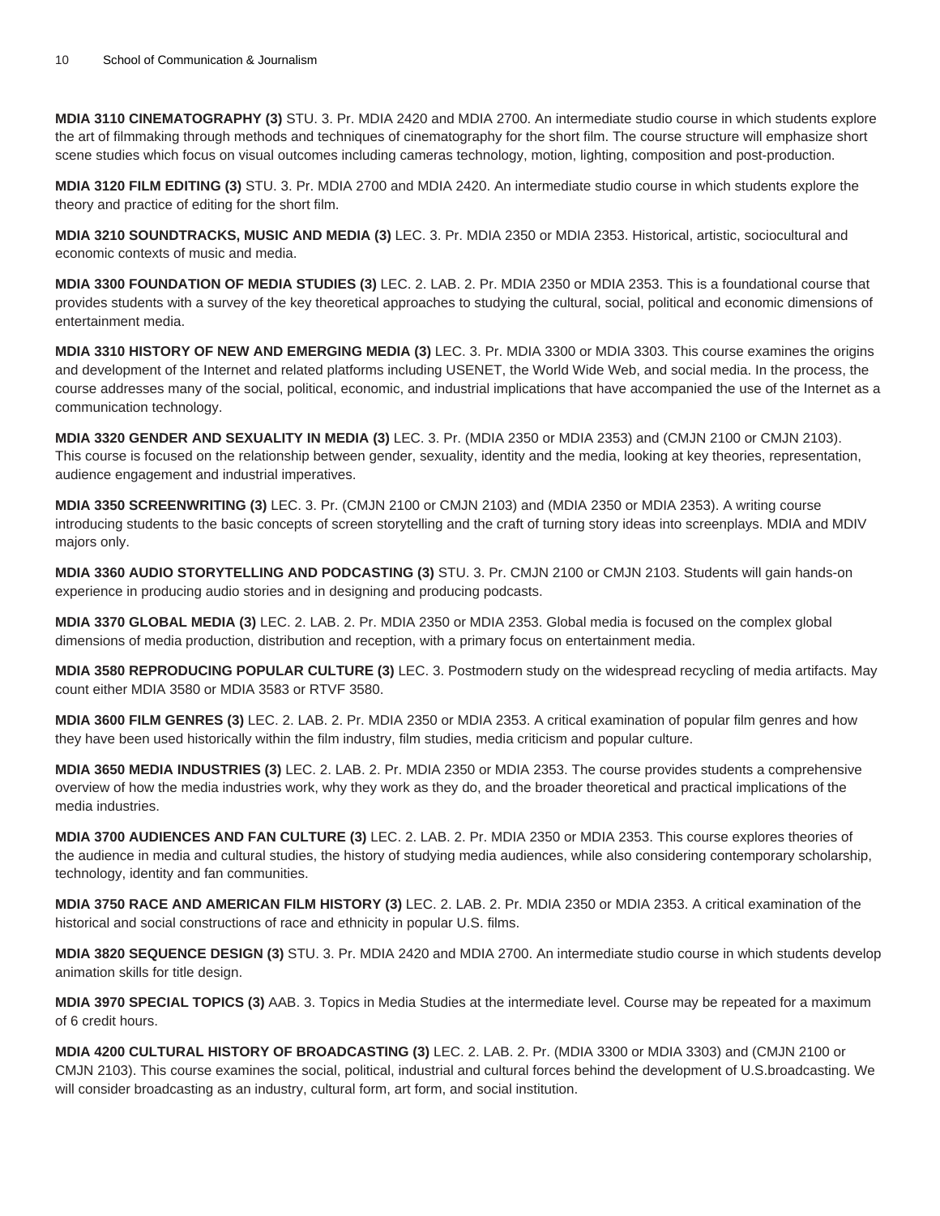**MDIA 3110 CINEMATOGRAPHY (3)** STU. 3. Pr. MDIA 2420 and MDIA 2700. An intermediate studio course in which students explore the art of filmmaking through methods and techniques of cinematography for the short film. The course structure will emphasize short scene studies which focus on visual outcomes including cameras technology, motion, lighting, composition and post-production.

**MDIA 3120 FILM EDITING (3)** STU. 3. Pr. MDIA 2700 and MDIA 2420. An intermediate studio course in which students explore the theory and practice of editing for the short film.

**MDIA 3210 SOUNDTRACKS, MUSIC AND MEDIA (3)** LEC. 3. Pr. MDIA 2350 or MDIA 2353. Historical, artistic, sociocultural and economic contexts of music and media.

**MDIA 3300 FOUNDATION OF MEDIA STUDIES (3)** LEC. 2. LAB. 2. Pr. MDIA 2350 or MDIA 2353. This is a foundational course that provides students with a survey of the key theoretical approaches to studying the cultural, social, political and economic dimensions of entertainment media.

**MDIA 3310 HISTORY OF NEW AND EMERGING MEDIA (3)** LEC. 3. Pr. MDIA 3300 or MDIA 3303. This course examines the origins and development of the Internet and related platforms including USENET, the World Wide Web, and social media. In the process, the course addresses many of the social, political, economic, and industrial implications that have accompanied the use of the Internet as a communication technology.

**MDIA 3320 GENDER AND SEXUALITY IN MEDIA (3)** LEC. 3. Pr. (MDIA 2350 or MDIA 2353) and (CMJN 2100 or CMJN 2103). This course is focused on the relationship between gender, sexuality, identity and the media, looking at key theories, representation, audience engagement and industrial imperatives.

**MDIA 3350 SCREENWRITING (3)** LEC. 3. Pr. (CMJN 2100 or CMJN 2103) and (MDIA 2350 or MDIA 2353). A writing course introducing students to the basic concepts of screen storytelling and the craft of turning story ideas into screenplays. MDIA and MDIV majors only.

**MDIA 3360 AUDIO STORYTELLING AND PODCASTING (3)** STU. 3. Pr. CMJN 2100 or CMJN 2103. Students will gain hands-on experience in producing audio stories and in designing and producing podcasts.

**MDIA 3370 GLOBAL MEDIA (3)** LEC. 2. LAB. 2. Pr. MDIA 2350 or MDIA 2353. Global media is focused on the complex global dimensions of media production, distribution and reception, with a primary focus on entertainment media.

**MDIA 3580 REPRODUCING POPULAR CULTURE (3)** LEC. 3. Postmodern study on the widespread recycling of media artifacts. May count either MDIA 3580 or MDIA 3583 or RTVF 3580.

**MDIA 3600 FILM GENRES (3)** LEC. 2. LAB. 2. Pr. MDIA 2350 or MDIA 2353. A critical examination of popular film genres and how they have been used historically within the film industry, film studies, media criticism and popular culture.

**MDIA 3650 MEDIA INDUSTRIES (3)** LEC. 2. LAB. 2. Pr. MDIA 2350 or MDIA 2353. The course provides students a comprehensive overview of how the media industries work, why they work as they do, and the broader theoretical and practical implications of the media industries.

**MDIA 3700 AUDIENCES AND FAN CULTURE (3)** LEC. 2. LAB. 2. Pr. MDIA 2350 or MDIA 2353. This course explores theories of the audience in media and cultural studies, the history of studying media audiences, while also considering contemporary scholarship, technology, identity and fan communities.

**MDIA 3750 RACE AND AMERICAN FILM HISTORY (3)** LEC. 2. LAB. 2. Pr. MDIA 2350 or MDIA 2353. A critical examination of the historical and social constructions of race and ethnicity in popular U.S. films.

**MDIA 3820 SEQUENCE DESIGN (3)** STU. 3. Pr. MDIA 2420 and MDIA 2700. An intermediate studio course in which students develop animation skills for title design.

**MDIA 3970 SPECIAL TOPICS (3)** AAB. 3. Topics in Media Studies at the intermediate level. Course may be repeated for a maximum of 6 credit hours.

**MDIA 4200 CULTURAL HISTORY OF BROADCASTING (3)** LEC. 2. LAB. 2. Pr. (MDIA 3300 or MDIA 3303) and (CMJN 2100 or CMJN 2103). This course examines the social, political, industrial and cultural forces behind the development of U.S.broadcasting. We will consider broadcasting as an industry, cultural form, art form, and social institution.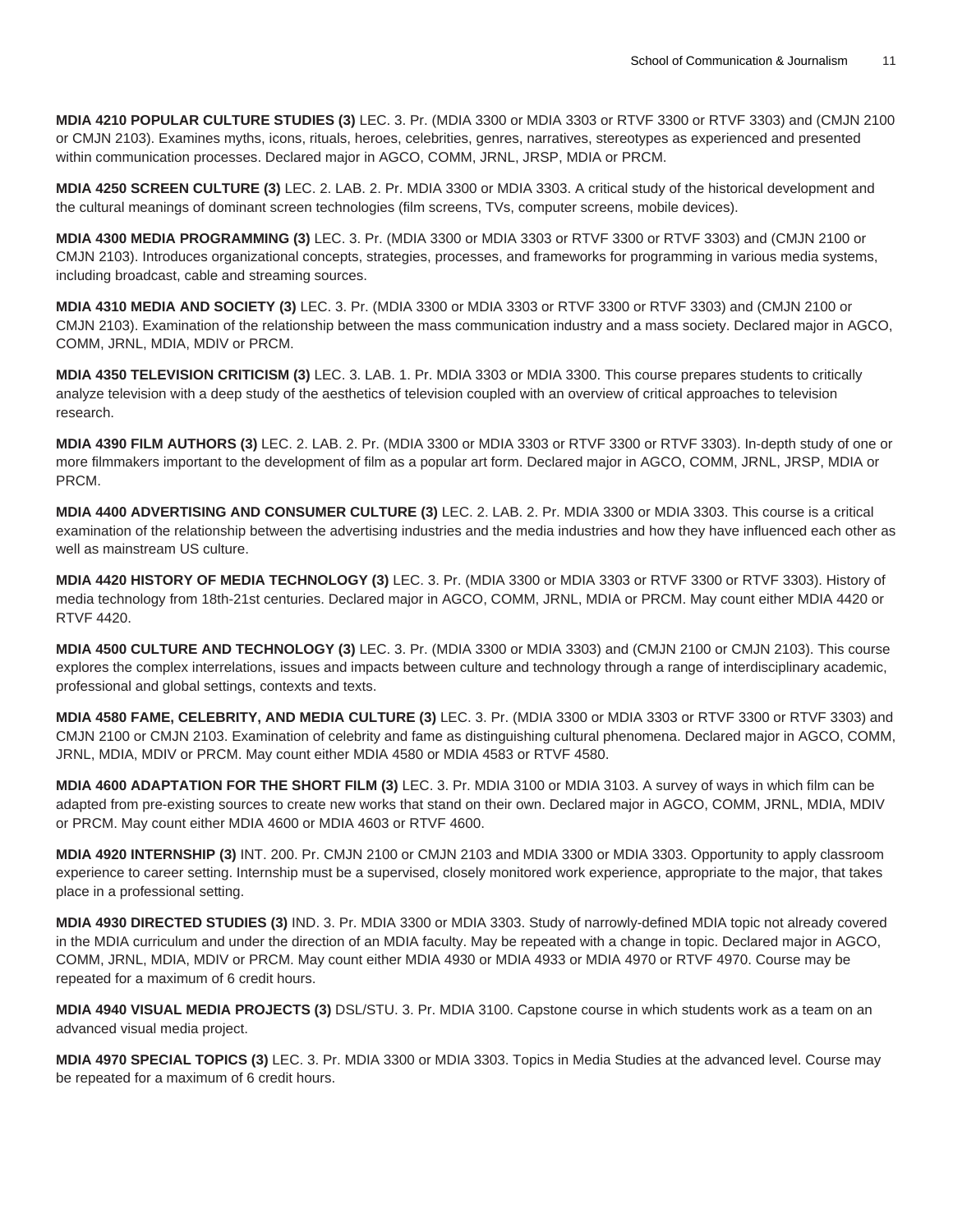**MDIA 4210 POPULAR CULTURE STUDIES (3)** LEC. 3. Pr. (MDIA 3300 or MDIA 3303 or RTVF 3300 or RTVF 3303) and (CMJN 2100 or CMJN 2103). Examines myths, icons, rituals, heroes, celebrities, genres, narratives, stereotypes as experienced and presented within communication processes. Declared major in AGCO, COMM, JRNL, JRSP, MDIA or PRCM.

**MDIA 4250 SCREEN CULTURE (3)** LEC. 2. LAB. 2. Pr. MDIA 3300 or MDIA 3303. A critical study of the historical development and the cultural meanings of dominant screen technologies (film screens, TVs, computer screens, mobile devices).

**MDIA 4300 MEDIA PROGRAMMING (3)** LEC. 3. Pr. (MDIA 3300 or MDIA 3303 or RTVF 3300 or RTVF 3303) and (CMJN 2100 or CMJN 2103). Introduces organizational concepts, strategies, processes, and frameworks for programming in various media systems, including broadcast, cable and streaming sources.

**MDIA 4310 MEDIA AND SOCIETY (3)** LEC. 3. Pr. (MDIA 3300 or MDIA 3303 or RTVF 3300 or RTVF 3303) and (CMJN 2100 or CMJN 2103). Examination of the relationship between the mass communication industry and a mass society. Declared major in AGCO, COMM, JRNL, MDIA, MDIV or PRCM.

**MDIA 4350 TELEVISION CRITICISM (3)** LEC. 3. LAB. 1. Pr. MDIA 3303 or MDIA 3300. This course prepares students to critically analyze television with a deep study of the aesthetics of television coupled with an overview of critical approaches to television research.

**MDIA 4390 FILM AUTHORS (3)** LEC. 2. LAB. 2. Pr. (MDIA 3300 or MDIA 3303 or RTVF 3300 or RTVF 3303). In-depth study of one or more filmmakers important to the development of film as a popular art form. Declared major in AGCO, COMM, JRNL, JRSP, MDIA or PRCM.

**MDIA 4400 ADVERTISING AND CONSUMER CULTURE (3)** LEC. 2. LAB. 2. Pr. MDIA 3300 or MDIA 3303. This course is a critical examination of the relationship between the advertising industries and the media industries and how they have influenced each other as well as mainstream US culture.

**MDIA 4420 HISTORY OF MEDIA TECHNOLOGY (3)** LEC. 3. Pr. (MDIA 3300 or MDIA 3303 or RTVF 3300 or RTVF 3303). History of media technology from 18th-21st centuries. Declared major in AGCO, COMM, JRNL, MDIA or PRCM. May count either MDIA 4420 or RTVF 4420.

**MDIA 4500 CULTURE AND TECHNOLOGY (3)** LEC. 3. Pr. (MDIA 3300 or MDIA 3303) and (CMJN 2100 or CMJN 2103). This course explores the complex interrelations, issues and impacts between culture and technology through a range of interdisciplinary academic, professional and global settings, contexts and texts.

**MDIA 4580 FAME, CELEBRITY, AND MEDIA CULTURE (3)** LEC. 3. Pr. (MDIA 3300 or MDIA 3303 or RTVF 3300 or RTVF 3303) and CMJN 2100 or CMJN 2103. Examination of celebrity and fame as distinguishing cultural phenomena. Declared major in AGCO, COMM, JRNL, MDIA, MDIV or PRCM. May count either MDIA 4580 or MDIA 4583 or RTVF 4580.

**MDIA 4600 ADAPTATION FOR THE SHORT FILM (3)** LEC. 3. Pr. MDIA 3100 or MDIA 3103. A survey of ways in which film can be adapted from pre-existing sources to create new works that stand on their own. Declared major in AGCO, COMM, JRNL, MDIA, MDIV or PRCM. May count either MDIA 4600 or MDIA 4603 or RTVF 4600.

**MDIA 4920 INTERNSHIP (3)** INT. 200. Pr. CMJN 2100 or CMJN 2103 and MDIA 3300 or MDIA 3303. Opportunity to apply classroom experience to career setting. Internship must be a supervised, closely monitored work experience, appropriate to the major, that takes place in a professional setting.

**MDIA 4930 DIRECTED STUDIES (3)** IND. 3. Pr. MDIA 3300 or MDIA 3303. Study of narrowly-defined MDIA topic not already covered in the MDIA curriculum and under the direction of an MDIA faculty. May be repeated with a change in topic. Declared major in AGCO, COMM, JRNL, MDIA, MDIV or PRCM. May count either MDIA 4930 or MDIA 4933 or MDIA 4970 or RTVF 4970. Course may be repeated for a maximum of 6 credit hours.

**MDIA 4940 VISUAL MEDIA PROJECTS (3)** DSL/STU. 3. Pr. MDIA 3100. Capstone course in which students work as a team on an advanced visual media project.

**MDIA 4970 SPECIAL TOPICS (3)** LEC. 3. Pr. MDIA 3300 or MDIA 3303. Topics in Media Studies at the advanced level. Course may be repeated for a maximum of 6 credit hours.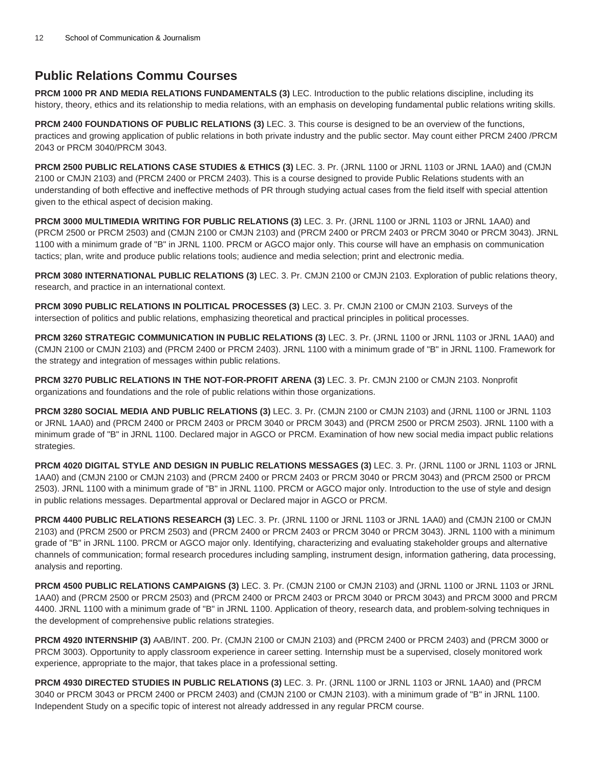## Public Relations Commu Courses

**PRCM 1000 PR AND MEDIA RELATIONS FUNDAMENTALS (3)** LEC. Introduction to the public relations discipline, including its history, theory, ethics and its relationship to media relations, with an emphasis on developing fundamental public relations writing skills.

**PRCM 2400 FOUNDATIONS OF PUBLIC RELATIONS (3)** LEC. 3. This course is designed to be an overview of the functions, practices and growing application of public relations in both private industry and the public sector. May count either PRCM 2400 /PRCM 2043 or PRCM 3040/PRCM 3043.

**PRCM 2500 PUBLIC RELATIONS CASE STUDIES & ETHICS (3)** LEC. 3. Pr. (JRNL 1100 or JRNL 1103 or JRNL 1AA0) and (CMJN 2100 or CMJN 2103) and (PRCM 2400 or PRCM 2403). This is a course designed to provide Public Relations students with an understanding of both effective and ineffective methods of PR through studying actual cases from the field itself with special attention given to the ethical aspect of decision making.

**PRCM 3000 MULTIMEDIA WRITING FOR PUBLIC RELATIONS (3)** LEC. 3. Pr. (JRNL 1100 or JRNL 1103 or JRNL 1AA0) and (PRCM 2500 or PRCM 2503) and (CMJN 2100 or CMJN 2103) and (PRCM 2400 or PRCM 2403 or PRCM 3040 or PRCM 3043). JRNL 1100 with a minimum grade of "B" in JRNL 1100. PRCM or AGCO major only. This course will have an emphasis on communication tactics; plan, write and produce public relations tools; audience and media selection; print and electronic media.

**PRCM 3080 INTERNATIONAL PUBLIC RELATIONS (3)** LEC. 3. Pr. CMJN 2100 or CMJN 2103. Exploration of public relations theory, research, and practice in an international context.

**PRCM 3090 PUBLIC RELATIONS IN POLITICAL PROCESSES (3)** LEC. 3. Pr. CMJN 2100 or CMJN 2103. Surveys of the intersection of politics and public relations, emphasizing theoretical and practical principles in political processes.

**PRCM 3260 STRATEGIC COMMUNICATION IN PUBLIC RELATIONS (3)** LEC. 3. Pr. (JRNL 1100 or JRNL 1103 or JRNL 1AA0) and (CMJN 2100 or CMJN 2103) and (PRCM 2400 or PRCM 2403). JRNL 1100 with a minimum grade of "B" in JRNL 1100. Framework for the strategy and integration of messages within public relations.

**PRCM 3270 PUBLIC RELATIONS IN THE NOT-FOR-PROFIT ARENA (3)** LEC. 3. Pr. CMJN 2100 or CMJN 2103. Nonprofit organizations and foundations and the role of public relations within those organizations.

**PRCM 3280 SOCIAL MEDIA AND PUBLIC RELATIONS (3)** LEC. 3. Pr. (CMJN 2100 or CMJN 2103) and (JRNL 1100 or JRNL 1103 or JRNL 1AA0) and (PRCM 2400 or PRCM 2403 or PRCM 3040 or PRCM 3043) and (PRCM 2500 or PRCM 2503). JRNL 1100 with a minimum grade of "B" in JRNL 1100. Declared major in AGCO or PRCM. Examination of how new social media impact public relations strategies.

**PRCM 4020 DIGITAL STYLE AND DESIGN IN PUBLIC RELATIONS MESSAGES (3)** LEC. 3. Pr. (JRNL 1100 or JRNL 1103 or JRNL 1AA0) and (CMJN 2100 or CMJN 2103) and (PRCM 2400 or PRCM 2403 or PRCM 3040 or PRCM 3043) and (PRCM 2500 or PRCM 2503). JRNL 1100 with a minimum grade of "B" in JRNL 1100. PRCM or AGCO major only. Introduction to the use of style and design in public relations messages. Departmental approval or Declared major in AGCO or PRCM.

**PRCM 4400 PUBLIC RELATIONS RESEARCH (3)** LEC. 3. Pr. (JRNL 1100 or JRNL 1103 or JRNL 1AA0) and (CMJN 2100 or CMJN 2103) and (PRCM 2500 or PRCM 2503) and (PRCM 2400 or PRCM 2403 or PRCM 3040 or PRCM 3043). JRNL 1100 with a minimum grade of "B" in JRNL 1100. PRCM or AGCO major only. Identifying, characterizing and evaluating stakeholder groups and alternative channels of communication; formal research procedures including sampling, instrument design, information gathering, data processing, analysis and reporting.

**PRCM 4500 PUBLIC RELATIONS CAMPAIGNS (3)** LEC. 3. Pr. (CMJN 2100 or CMJN 2103) and (JRNL 1100 or JRNL 1103 or JRNL 1AA0) and (PRCM 2500 or PRCM 2503) and (PRCM 2400 or PRCM 2403 or PRCM 3040 or PRCM 3043) and PRCM 3000 and PRCM 4400. JRNL 1100 with a minimum grade of "B" in JRNL 1100. Application of theory, research data, and problem-solving techniques in the development of comprehensive public relations strategies.

**PRCM 4920 INTERNSHIP (3)** AAB/INT. 200. Pr. (CMJN 2100 or CMJN 2103) and (PRCM 2400 or PRCM 2403) and (PRCM 3000 or PRCM 3003). Opportunity to apply classroom experience in career setting. Internship must be a supervised, closely monitored work experience, appropriate to the major, that takes place in a professional setting.

**PRCM 4930 DIRECTED STUDIES IN PUBLIC RELATIONS (3)** LEC. 3. Pr. (JRNL 1100 or JRNL 1103 or JRNL 1AA0) and (PRCM 3040 or PRCM 3043 or PRCM 2400 or PRCM 2403) and (CMJN 2100 or CMJN 2103). with a minimum grade of "B" in JRNL 1100. Independent Study on a specific topic of interest not already addressed in any regular PRCM course.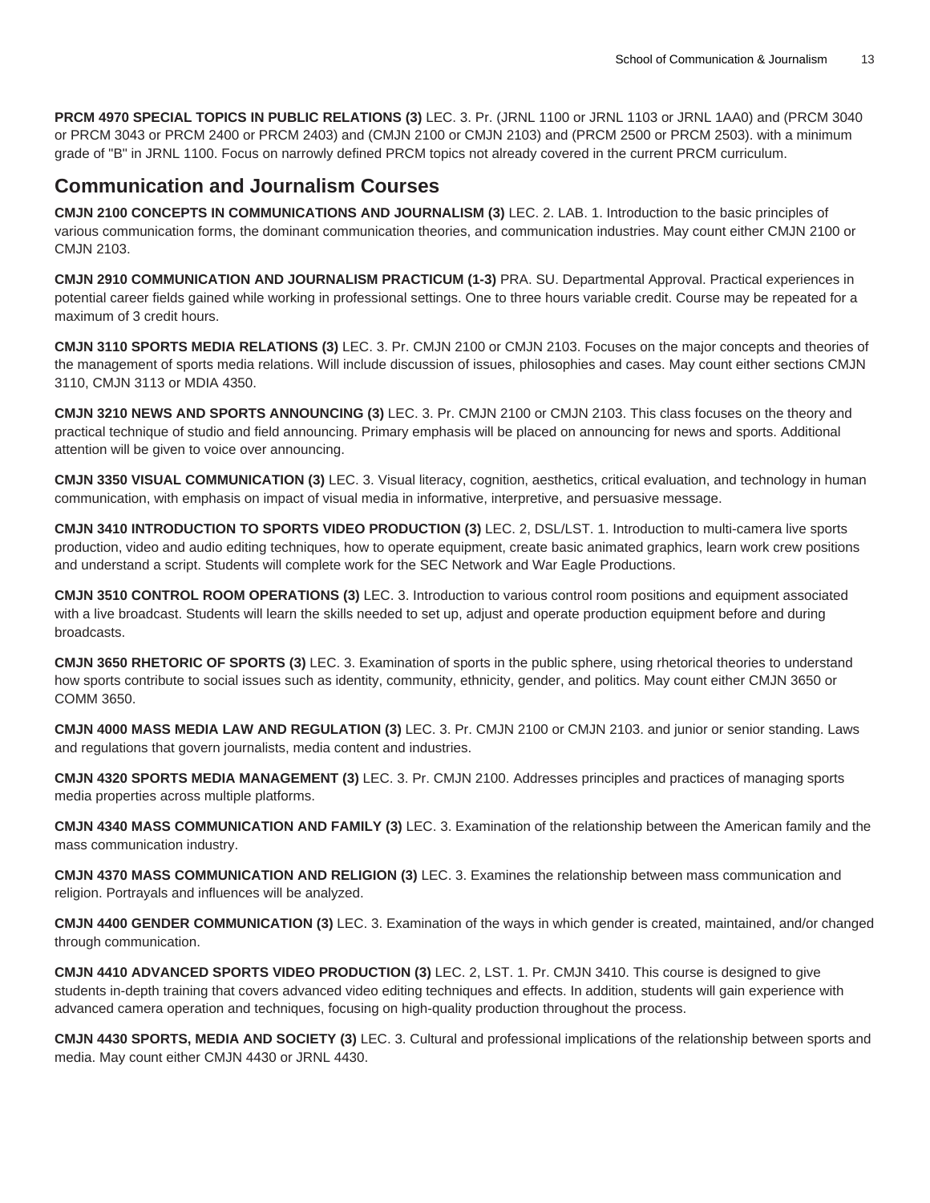**PRCM 4970 SPECIAL TOPICS IN PUBLIC RELATIONS (3)** LEC. 3. Pr. (JRNL 1100 or JRNL 1103 or JRNL 1AA0) and (PRCM 3040 or PRCM 3043 or PRCM 2400 or PRCM 2403) and (CMJN 2100 or CMJN 2103) and (PRCM 2500 or PRCM 2503). with a minimum grade of "B" in JRNL 1100. Focus on narrowly defined PRCM topics not already covered in the current PRCM curriculum.

## Communication and Journalism Courses

**CMJN 2100 CONCEPTS IN COMMUNICATIONS AND JOURNALISM (3)** LEC. 2. LAB. 1. Introduction to the basic principles of various communication forms, the dominant communication theories, and communication industries. May count either CMJN 2100 or CMJN 2103.

**CMJN 2910 COMMUNICATION AND JOURNALISM PRACTICUM (1-3)** PRA. SU. Departmental Approval. Practical experiences in potential career fields gained while working in professional settings. One to three hours variable credit. Course may be repeated for a maximum of 3 credit hours.

**CMJN 3110 SPORTS MEDIA RELATIONS (3)** LEC. 3. Pr. CMJN 2100 or CMJN 2103. Focuses on the major concepts and theories of the management of sports media relations. Will include discussion of issues, philosophies and cases. May count either sections CMJN 3110, CMJN 3113 or MDIA 4350.

**CMJN 3210 NEWS AND SPORTS ANNOUNCING (3)** LEC. 3. Pr. CMJN 2100 or CMJN 2103. This class focuses on the theory and practical technique of studio and field announcing. Primary emphasis will be placed on announcing for news and sports. Additional attention will be given to voice over announcing.

**CMJN 3350 VISUAL COMMUNICATION (3)** LEC. 3. Visual literacy, cognition, aesthetics, critical evaluation, and technology in human communication, with emphasis on impact of visual media in informative, interpretive, and persuasive message.

**CMJN 3410 INTRODUCTION TO SPORTS VIDEO PRODUCTION (3)** LEC. 2, DSL/LST. 1. Introduction to multi-camera live sports production, video and audio editing techniques, how to operate equipment, create basic animated graphics, learn work crew positions and understand a script. Students will complete work for the SEC Network and War Eagle Productions.

**CMJN 3510 CONTROL ROOM OPERATIONS (3)** LEC. 3. Introduction to various control room positions and equipment associated with a live broadcast. Students will learn the skills needed to set up, adjust and operate production equipment before and during broadcasts.

**CMJN 3650 RHETORIC OF SPORTS (3)** LEC. 3. Examination of sports in the public sphere, using rhetorical theories to understand how sports contribute to social issues such as identity, community, ethnicity, gender, and politics. May count either CMJN 3650 or COMM 3650.

**CMJN 4000 MASS MEDIA LAW AND REGULATION (3)** LEC. 3. Pr. CMJN 2100 or CMJN 2103. and junior or senior standing. Laws and regulations that govern journalists, media content and industries.

**CMJN 4320 SPORTS MEDIA MANAGEMENT (3)** LEC. 3. Pr. CMJN 2100. Addresses principles and practices of managing sports media properties across multiple platforms.

**CMJN 4340 MASS COMMUNICATION AND FAMILY (3)** LEC. 3. Examination of the relationship between the American family and the mass communication industry.

**CMJN 4370 MASS COMMUNICATION AND RELIGION (3)** LEC. 3. Examines the relationship between mass communication and religion. Portrayals and influences will be analyzed.

**CMJN 4400 GENDER COMMUNICATION (3)** LEC. 3. Examination of the ways in which gender is created, maintained, and/or changed through communication.

**CMJN 4410 ADVANCED SPORTS VIDEO PRODUCTION (3)** LEC. 2, LST. 1. Pr. CMJN 3410. This course is designed to give students in-depth training that covers advanced video editing techniques and effects. In addition, students will gain experience with advanced camera operation and techniques, focusing on high-quality production throughout the process.

**CMJN 4430 SPORTS, MEDIA AND SOCIETY (3)** LEC. 3. Cultural and professional implications of the relationship between sports and media. May count either CMJN 4430 or JRNL 4430.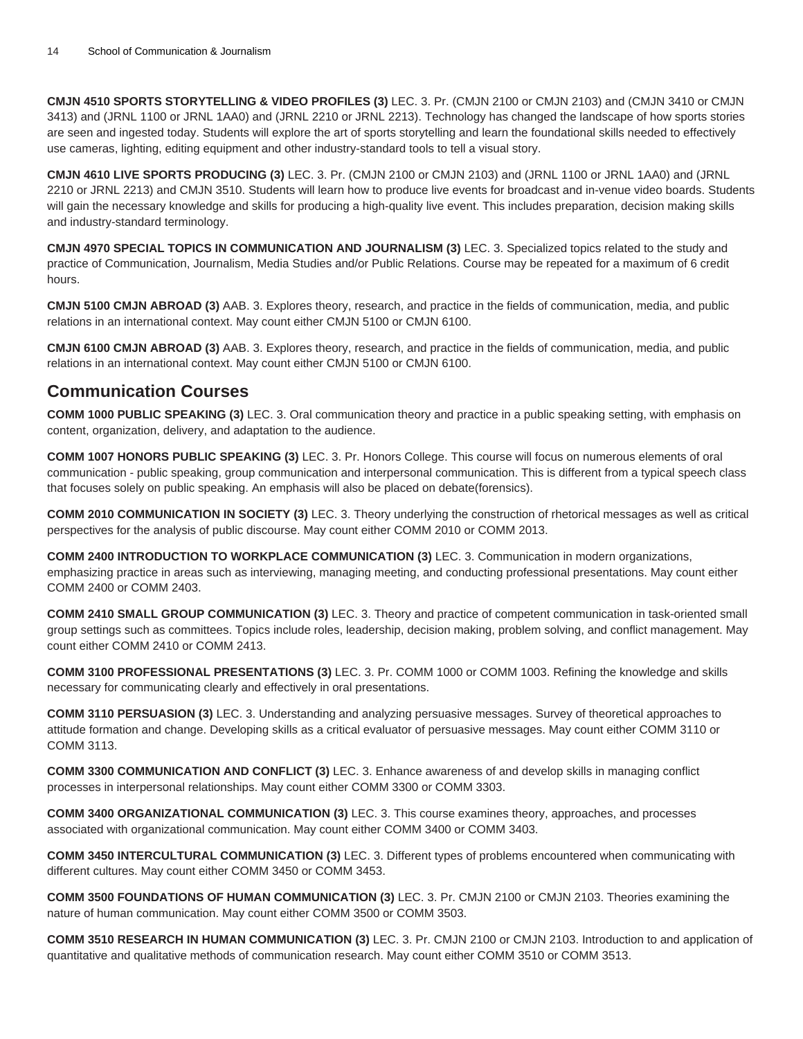**CMJN 4510 SPORTS STORYTELLING & VIDEO PROFILES (3)** LEC. 3. Pr. (CMJN 2100 or CMJN 2103) and (CMJN 3410 or CMJN 3413) and (JRNL 1100 or JRNL 1AA0) and (JRNL 2210 or JRNL 2213). Technology has changed the landscape of how sports stories are seen and ingested today. Students will explore the art of sports storytelling and learn the foundational skills needed to effectively use cameras, lighting, editing equipment and other industry-standard tools to tell a visual story.

**CMJN 4610 LIVE SPORTS PRODUCING (3)** LEC. 3. Pr. (CMJN 2100 or CMJN 2103) and (JRNL 1100 or JRNL 1AA0) and (JRNL 2210 or JRNL 2213) and CMJN 3510. Students will learn how to produce live events for broadcast and in-venue video boards. Students will gain the necessary knowledge and skills for producing a high-quality live event. This includes preparation, decision making skills and industry-standard terminology.

**CMJN 4970 SPECIAL TOPICS IN COMMUNICATION AND JOURNALISM (3)** LEC. 3. Specialized topics related to the study and practice of Communication, Journalism, Media Studies and/or Public Relations. Course may be repeated for a maximum of 6 credit hours.

**CMJN 5100 CMJN ABROAD (3)** AAB. 3. Explores theory, research, and practice in the fields of communication, media, and public relations in an international context. May count either CMJN 5100 or CMJN 6100.

**CMJN 6100 CMJN ABROAD (3)** AAB. 3. Explores theory, research, and practice in the fields of communication, media, and public relations in an international context. May count either CMJN 5100 or CMJN 6100.

## Communication Courses

**COMM 1000 PUBLIC SPEAKING (3)** LEC. 3. Oral communication theory and practice in a public speaking setting, with emphasis on content, organization, delivery, and adaptation to the audience.

**COMM 1007 HONORS PUBLIC SPEAKING (3)** LEC. 3. Pr. Honors College. This course will focus on numerous elements of oral communication - public speaking, group communication and interpersonal communication. This is different from a typical speech class that focuses solely on public speaking. An emphasis will also be placed on debate(forensics).

**COMM 2010 COMMUNICATION IN SOCIETY (3)** LEC. 3. Theory underlying the construction of rhetorical messages as well as critical perspectives for the analysis of public discourse. May count either COMM 2010 or COMM 2013.

**COMM 2400 INTRODUCTION TO WORKPLACE COMMUNICATION (3)** LEC. 3. Communication in modern organizations, emphasizing practice in areas such as interviewing, managing meeting, and conducting professional presentations. May count either COMM 2400 or COMM 2403.

**COMM 2410 SMALL GROUP COMMUNICATION (3)** LEC. 3. Theory and practice of competent communication in task-oriented small group settings such as committees. Topics include roles, leadership, decision making, problem solving, and conflict management. May count either COMM 2410 or COMM 2413.

**COMM 3100 PROFESSIONAL PRESENTATIONS (3)** LEC. 3. Pr. COMM 1000 or COMM 1003. Refining the knowledge and skills necessary for communicating clearly and effectively in oral presentations.

**COMM 3110 PERSUASION (3)** LEC. 3. Understanding and analyzing persuasive messages. Survey of theoretical approaches to attitude formation and change. Developing skills as a critical evaluator of persuasive messages. May count either COMM 3110 or COMM 3113.

**COMM 3300 COMMUNICATION AND CONFLICT (3)** LEC. 3. Enhance awareness of and develop skills in managing conflict processes in interpersonal relationships. May count either COMM 3300 or COMM 3303.

**COMM 3400 ORGANIZATIONAL COMMUNICATION (3)** LEC. 3. This course examines theory, approaches, and processes associated with organizational communication. May count either COMM 3400 or COMM 3403.

**COMM 3450 INTERCULTURAL COMMUNICATION (3)** LEC. 3. Different types of problems encountered when communicating with different cultures. May count either COMM 3450 or COMM 3453.

**COMM 3500 FOUNDATIONS OF HUMAN COMMUNICATION (3)** LEC. 3. Pr. CMJN 2100 or CMJN 2103. Theories examining the nature of human communication. May count either COMM 3500 or COMM 3503.

**COMM 3510 RESEARCH IN HUMAN COMMUNICATION (3)** LEC. 3. Pr. CMJN 2100 or CMJN 2103. Introduction to and application of quantitative and qualitative methods of communication research. May count either COMM 3510 or COMM 3513.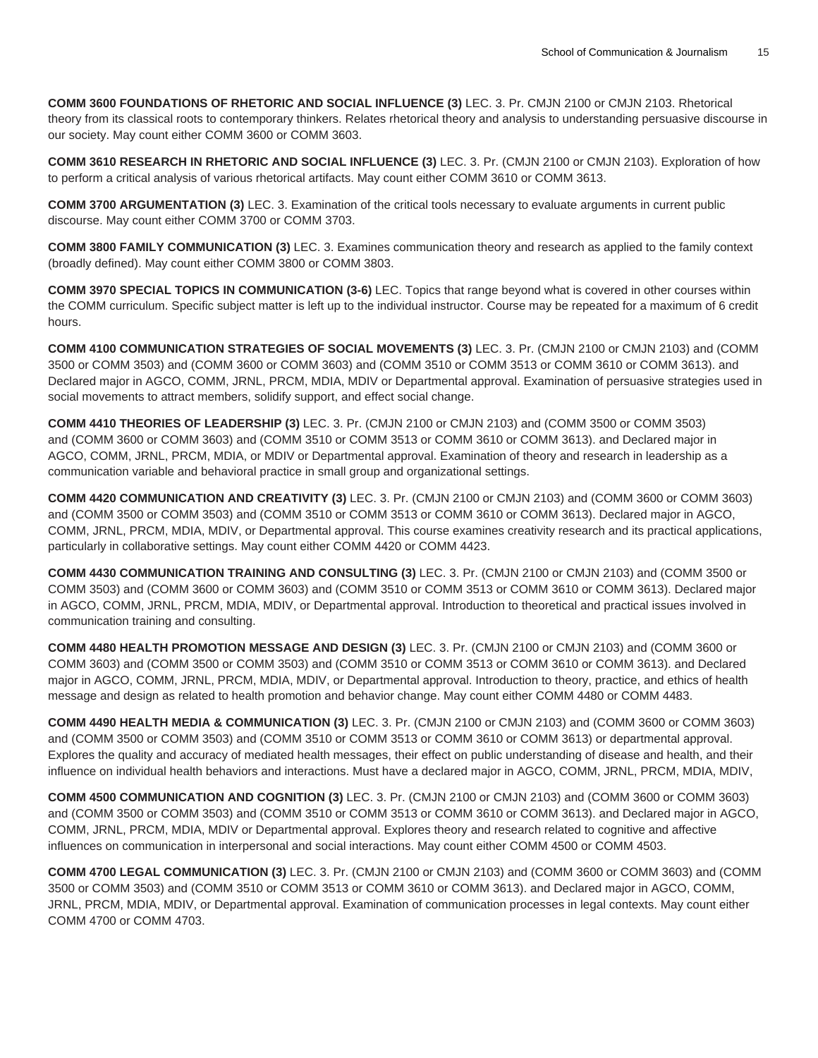**COMM 3600 FOUNDATIONS OF RHETORIC AND SOCIAL INFLUENCE (3)** LEC. 3. Pr. CMJN 2100 or CMJN 2103. Rhetorical theory from its classical roots to contemporary thinkers. Relates rhetorical theory and analysis to understanding persuasive discourse in our society. May count either COMM 3600 or COMM 3603.

**COMM 3610 RESEARCH IN RHETORIC AND SOCIAL INFLUENCE (3)** LEC. 3. Pr. (CMJN 2100 or CMJN 2103). Exploration of how to perform a critical analysis of various rhetorical artifacts. May count either COMM 3610 or COMM 3613.

**COMM 3700 ARGUMENTATION (3)** LEC. 3. Examination of the critical tools necessary to evaluate arguments in current public discourse. May count either COMM 3700 or COMM 3703.

**COMM 3800 FAMILY COMMUNICATION (3)** LEC. 3. Examines communication theory and research as applied to the family context (broadly defined). May count either COMM 3800 or COMM 3803.

**COMM 3970 SPECIAL TOPICS IN COMMUNICATION (3-6)** LEC. Topics that range beyond what is covered in other courses within the COMM curriculum. Specific subject matter is left up to the individual instructor. Course may be repeated for a maximum of 6 credit hours.

**COMM 4100 COMMUNICATION STRATEGIES OF SOCIAL MOVEMENTS (3)** LEC. 3. Pr. (CMJN 2100 or CMJN 2103) and (COMM 3500 or COMM 3503) and (COMM 3600 or COMM 3603) and (COMM 3510 or COMM 3513 or COMM 3610 or COMM 3613). and Declared major in AGCO, COMM, JRNL, PRCM, MDIA, MDIV or Departmental approval. Examination of persuasive strategies used in social movements to attract members, solidify support, and effect social change.

**COMM 4410 THEORIES OF LEADERSHIP (3)** LEC. 3. Pr. (CMJN 2100 or CMJN 2103) and (COMM 3500 or COMM 3503) and (COMM 3600 or COMM 3603) and (COMM 3510 or COMM 3513 or COMM 3610 or COMM 3613). and Declared major in AGCO, COMM, JRNL, PRCM, MDIA, or MDIV or Departmental approval. Examination of theory and research in leadership as a communication variable and behavioral practice in small group and organizational settings.

**COMM 4420 COMMUNICATION AND CREATIVITY (3)** LEC. 3. Pr. (CMJN 2100 or CMJN 2103) and (COMM 3600 or COMM 3603) and (COMM 3500 or COMM 3503) and (COMM 3510 or COMM 3513 or COMM 3610 or COMM 3613). Declared major in AGCO, COMM, JRNL, PRCM, MDIA, MDIV, or Departmental approval. This course examines creativity research and its practical applications, particularly in collaborative settings. May count either COMM 4420 or COMM 4423.

**COMM 4430 COMMUNICATION TRAINING AND CONSULTING (3)** LEC. 3. Pr. (CMJN 2100 or CMJN 2103) and (COMM 3500 or COMM 3503) and (COMM 3600 or COMM 3603) and (COMM 3510 or COMM 3513 or COMM 3610 or COMM 3613). Declared major in AGCO, COMM, JRNL, PRCM, MDIA, MDIV, or Departmental approval. Introduction to theoretical and practical issues involved in communication training and consulting.

**COMM 4480 HEALTH PROMOTION MESSAGE AND DESIGN (3)** LEC. 3. Pr. (CMJN 2100 or CMJN 2103) and (COMM 3600 or COMM 3603) and (COMM 3500 or COMM 3503) and (COMM 3510 or COMM 3513 or COMM 3610 or COMM 3613). and Declared major in AGCO, COMM, JRNL, PRCM, MDIA, MDIV, or Departmental approval. Introduction to theory, practice, and ethics of health message and design as related to health promotion and behavior change. May count either COMM 4480 or COMM 4483.

**COMM 4490 HEALTH MEDIA & COMMUNICATION (3)** LEC. 3. Pr. (CMJN 2100 or CMJN 2103) and (COMM 3600 or COMM 3603) and (COMM 3500 or COMM 3503) and (COMM 3510 or COMM 3513 or COMM 3610 or COMM 3613) or departmental approval. Explores the quality and accuracy of mediated health messages, their effect on public understanding of disease and health, and their influence on individual health behaviors and interactions. Must have a declared major in AGCO, COMM, JRNL, PRCM, MDIA, MDIV,

**COMM 4500 COMMUNICATION AND COGNITION (3)** LEC. 3. Pr. (CMJN 2100 or CMJN 2103) and (COMM 3600 or COMM 3603) and (COMM 3500 or COMM 3503) and (COMM 3510 or COMM 3513 or COMM 3610 or COMM 3613). and Declared major in AGCO, COMM, JRNL, PRCM, MDIA, MDIV or Departmental approval. Explores theory and research related to cognitive and affective influences on communication in interpersonal and social interactions. May count either COMM 4500 or COMM 4503.

**COMM 4700 LEGAL COMMUNICATION (3)** LEC. 3. Pr. (CMJN 2100 or CMJN 2103) and (COMM 3600 or COMM 3603) and (COMM 3500 or COMM 3503) and (COMM 3510 or COMM 3513 or COMM 3610 or COMM 3613). and Declared major in AGCO, COMM, JRNL, PRCM, MDIA, MDIV, or Departmental approval. Examination of communication processes in legal contexts. May count either COMM 4700 or COMM 4703.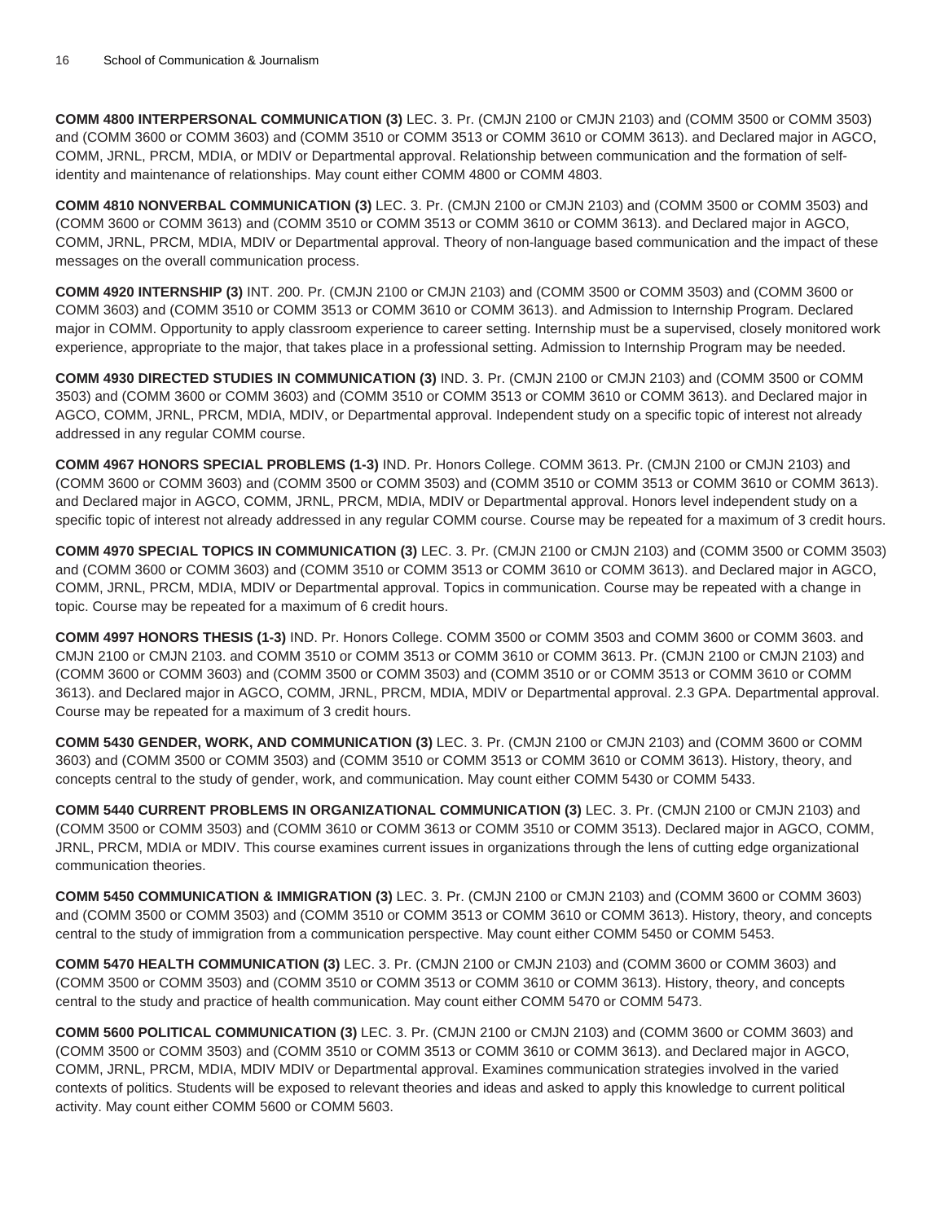**COMM 4800 INTERPERSONAL COMMUNICATION (3)** LEC. 3. Pr. (CMJN 2100 or CMJN 2103) and (COMM 3500 or COMM 3503) and (COMM 3600 or COMM 3603) and (COMM 3510 or COMM 3513 or COMM 3610 or COMM 3613). and Declared major in AGCO, COMM, JRNL, PRCM, MDIA, or MDIV or Departmental approval. Relationship between communication and the formation of self-identity and maintenance of relationships. May count either COMM 4800 or COMM 4803.

**COMM 4810 NONVERBAL COMMUNICATION (3)** LEC. 3. Pr. (CMJN 2100 or CMJN 2103) and (COMM 3500 or COMM 3503) and (COMM 3600 or COMM 3613) and (COMM 3510 or COMM 3513 or COMM 3610 or COMM 3613). and Declared major in AGCO, COMM, JRNL, PRCM, MDIA, MDIV or Departmental approval. Theory of non-language based communication and the impact of these messages on the overall communication process.

**COMM 4920 INTERNSHIP (3)** INT. 200. Pr. (CMJN 2100 or CMJN 2103) and (COMM 3500 or COMM 3503) and (COMM 3600 or COMM 3603) and (COMM 3510 or COMM 3513 or COMM 3610 or COMM 3613). and Admission to Internship Program. Declared major in COMM. Opportunity to apply classroom experience to career setting. Internship must be a supervised, closely monitored work experience, appropriate to the major, that takes place in a professional setting. Admission to Internship Program may be needed.

**COMM 4930 DIRECTED STUDIES IN COMMUNICATION (3)** IND. 3. Pr. (CMJN 2100 or CMJN 2103) and (COMM 3500 or COMM 3503) and (COMM 3600 or COMM 3603) and (COMM 3510 or COMM 3513 or COMM 3610 or COMM 3613). and Declared major in AGCO, COMM, JRNL, PRCM, MDIA, MDIV, or Departmental approval. Independent study on a specific topic of interest not already addressed in any regular COMM course.

**COMM 4967 HONORS SPECIAL PROBLEMS (1-3)** IND. Pr. Honors College. COMM 3613. Pr. (CMJN 2100 or CMJN 2103) and (COMM 3600 or COMM 3603) and (COMM 3500 or COMM 3503) and (COMM 3510 or COMM 3513 or COMM 3610 or COMM 3613). and Declared major in AGCO, COMM, JRNL, PRCM, MDIA, MDIV or Departmental approval. Honors level independent study on a specific topic of interest not already addressed in any regular COMM course. Course may be repeated for a maximum of 3 credit hours.

**COMM 4970 SPECIAL TOPICS IN COMMUNICATION (3)** LEC. 3. Pr. (CMJN 2100 or CMJN 2103) and (COMM 3500 or COMM 3503) and (COMM 3600 or COMM 3603) and (COMM 3510 or COMM 3513 or COMM 3610 or COMM 3613). and Declared major in AGCO, COMM, JRNL, PRCM, MDIA, MDIV or Departmental approval. Topics in communication. Course may be repeated with a change in topic. Course may be repeated for a maximum of 6 credit hours.

**COMM 4997 HONORS THESIS (1-3)** IND. Pr. Honors College. COMM 3500 or COMM 3503 and COMM 3600 or COMM 3603. and CMJN 2100 or CMJN 2103. and COMM 3510 or COMM 3513 or COMM 3610 or COMM 3613. Pr. (CMJN 2100 or CMJN 2103) and (COMM 3600 or COMM 3603) and (COMM 3500 or COMM 3503) and (COMM 3510 or or COMM 3513 or COMM 3610 or COMM 3613). and Declared major in AGCO, COMM, JRNL, PRCM, MDIA, MDIV or Departmental approval. 2.3 GPA. Departmental approval. Course may be repeated for a maximum of 3 credit hours.

**COMM 5430 GENDER, WORK, AND COMMUNICATION (3)** LEC. 3. Pr. (CMJN 2100 or CMJN 2103) and (COMM 3600 or COMM 3603) and (COMM 3500 or COMM 3503) and (COMM 3510 or COMM 3513 or COMM 3610 or COMM 3613). History, theory, and concepts central to the study of gender, work, and communication. May count either COMM 5430 or COMM 5433.

**COMM 5440 CURRENT PROBLEMS IN ORGANIZATIONAL COMMUNICATION (3)** LEC. 3. Pr. (CMJN 2100 or CMJN 2103) and (COMM 3500 or COMM 3503) and (COMM 3610 or COMM 3613 or COMM 3510 or COMM 3513). Declared major in AGCO, COMM, JRNL, PRCM, MDIA or MDIV. This course examines current issues in organizations through the lens of cutting edge organizational communication theories.

**COMM 5450 COMMUNICATION & IMMIGRATION (3)** LEC. 3. Pr. (CMJN 2100 or CMJN 2103) and (COMM 3600 or COMM 3603) and (COMM 3500 or COMM 3503) and (COMM 3510 or COMM 3513 or COMM 3610 or COMM 3613). History, theory, and concepts central to the study of immigration from a communication perspective. May count either COMM 5450 or COMM 5453.

**COMM 5470 HEALTH COMMUNICATION (3)** LEC. 3. Pr. (CMJN 2100 or CMJN 2103) and (COMM 3600 or COMM 3603) and (COMM 3500 or COMM 3503) and (COMM 3510 or COMM 3513 or COMM 3610 or COMM 3613). History, theory, and concepts central to the study and practice of health communication. May count either COMM 5470 or COMM 5473.

**COMM 5600 POLITICAL COMMUNICATION (3)** LEC. 3. Pr. (CMJN 2100 or CMJN 2103) and (COMM 3600 or COMM 3603) and (COMM 3500 or COMM 3503) and (COMM 3510 or COMM 3513 or COMM 3610 or COMM 3613). and Declared major in AGCO, COMM, JRNL, PRCM, MDIA, MDIV MDIV or Departmental approval. Examines communication strategies involved in the varied contexts of politics. Students will be exposed to relevant theories and ideas and asked to apply this knowledge to current political activity. May count either COMM 5600 or COMM 5603.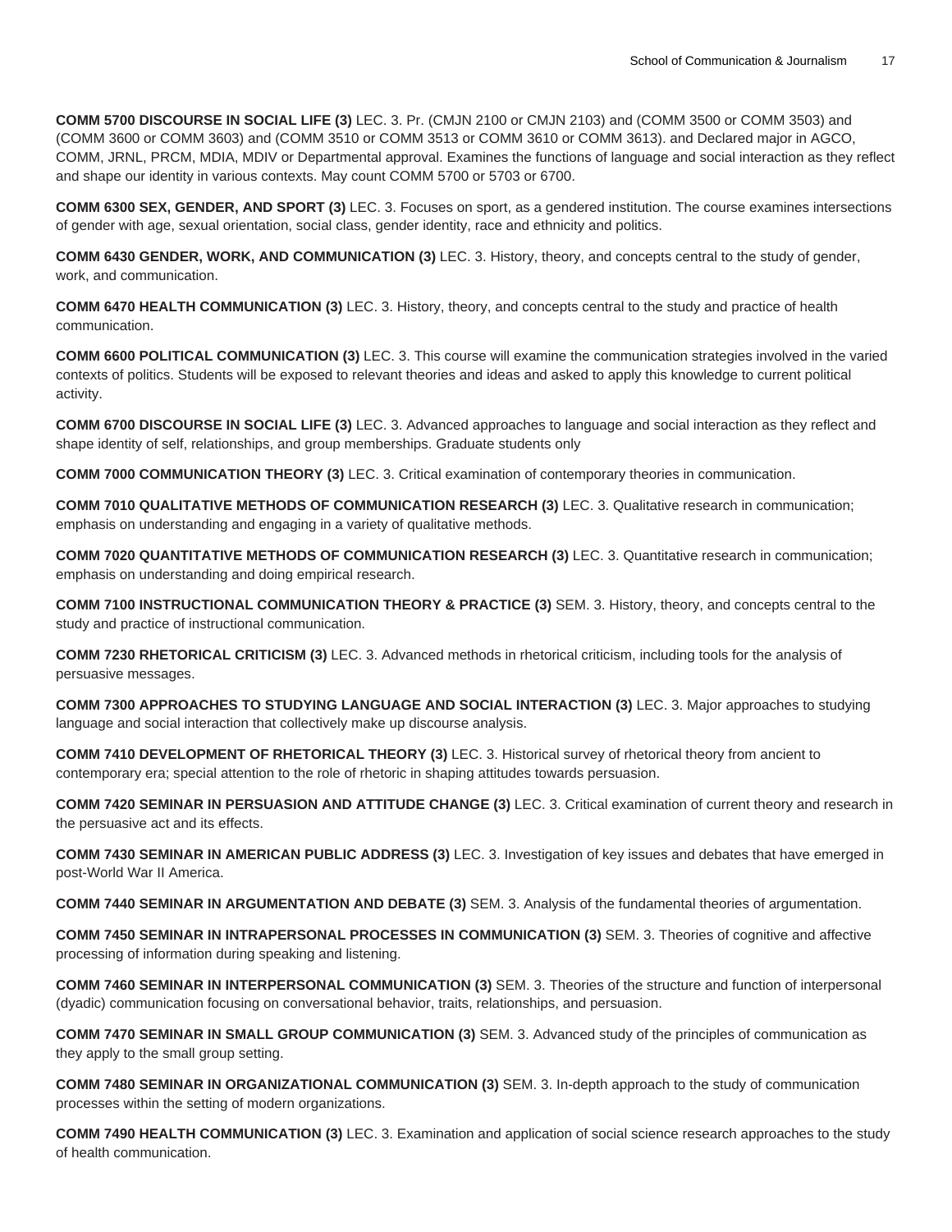**COMM 5700 DISCOURSE IN SOCIAL LIFE (3)** LEC. 3. Pr. (CMJN 2100 or CMJN 2103) and (COMM 3500 or COMM 3503) and (COMM 3600 or COMM 3603) and (COMM 3510 or COMM 3513 or COMM 3610 or COMM 3613). and Declared major in AGCO, COMM, JRNL, PRCM, MDIA, MDIV or Departmental approval. Examines the functions of language and social interaction as they reflect and shape our identity in various contexts. May count COMM 5700 or 5703 or 6700.

**COMM 6300 SEX, GENDER, AND SPORT (3)** LEC. 3. Focuses on sport, as a gendered institution. The course examines intersections of gender with age, sexual orientation, social class, gender identity, race and ethnicity and politics.

**COMM 6430 GENDER, WORK, AND COMMUNICATION (3)** LEC. 3. History, theory, and concepts central to the study of gender, work, and communication.

**COMM 6470 HEALTH COMMUNICATION (3)** LEC. 3. History, theory, and concepts central to the study and practice of health communication.

**COMM 6600 POLITICAL COMMUNICATION (3)** LEC. 3. This course will examine the communication strategies involved in the varied contexts of politics. Students will be exposed to relevant theories and ideas and asked to apply this knowledge to current political activity.

**COMM 6700 DISCOURSE IN SOCIAL LIFE (3)** LEC. 3. Advanced approaches to language and social interaction as they reflect and shape identity of self, relationships, and group memberships. Graduate students only

**COMM 7000 COMMUNICATION THEORY (3)** LEC. 3. Critical examination of contemporary theories in communication.

**COMM 7010 QUALITATIVE METHODS OF COMMUNICATION RESEARCH (3)** LEC. 3. Qualitative research in communication; emphasis on understanding and engaging in a variety of qualitative methods.

**COMM 7020 QUANTITATIVE METHODS OF COMMUNICATION RESEARCH (3)** LEC. 3. Quantitative research in communication; emphasis on understanding and doing empirical research.

**COMM 7100 INSTRUCTIONAL COMMUNICATION THEORY & PRACTICE (3)** SEM. 3. History, theory, and concepts central to the study and practice of instructional communication.

**COMM 7230 RHETORICAL CRITICISM (3)** LEC. 3. Advanced methods in rhetorical criticism, including tools for the analysis of persuasive messages.

**COMM 7300 APPROACHES TO STUDYING LANGUAGE AND SOCIAL INTERACTION (3)** LEC. 3. Major approaches to studying language and social interaction that collectively make up discourse analysis.

**COMM 7410 DEVELOPMENT OF RHETORICAL THEORY (3)** LEC. 3. Historical survey of rhetorical theory from ancient to contemporary era; special attention to the role of rhetoric in shaping attitudes towards persuasion.

**COMM 7420 SEMINAR IN PERSUASION AND ATTITUDE CHANGE (3)** LEC. 3. Critical examination of current theory and research in the persuasive act and its effects.

**COMM 7430 SEMINAR IN AMERICAN PUBLIC ADDRESS (3)** LEC. 3. Investigation of key issues and debates that have emerged in post-World War II America.

**COMM 7440 SEMINAR IN ARGUMENTATION AND DEBATE (3)** SEM. 3. Analysis of the fundamental theories of argumentation.

**COMM 7450 SEMINAR IN INTRAPERSONAL PROCESSES IN COMMUNICATION (3)** SEM. 3. Theories of cognitive and affective processing of information during speaking and listening.

**COMM 7460 SEMINAR IN INTERPERSONAL COMMUNICATION (3)** SEM. 3. Theories of the structure and function of interpersonal (dyadic) communication focusing on conversational behavior, traits, relationships, and persuasion.

**COMM 7470 SEMINAR IN SMALL GROUP COMMUNICATION (3)** SEM. 3. Advanced study of the principles of communication as they apply to the small group setting.

**COMM 7480 SEMINAR IN ORGANIZATIONAL COMMUNICATION (3)** SEM. 3. In-depth approach to the study of communication processes within the setting of modern organizations.

**COMM 7490 HEALTH COMMUNICATION (3)** LEC. 3. Examination and application of social science research approaches to the study of health communication.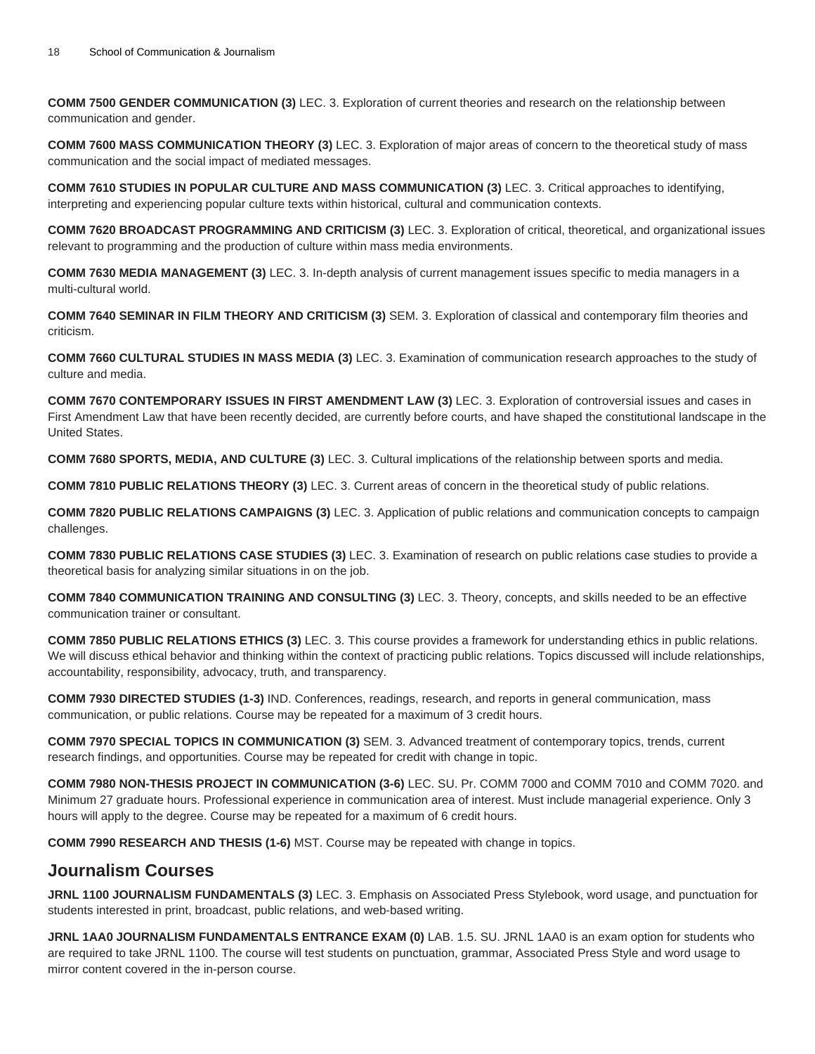**COMM 7500 GENDER COMMUNICATION (3)** LEC. 3. Exploration of current theories and research on the relationship between communication and gender.

**COMM 7600 MASS COMMUNICATION THEORY (3)** LEC. 3. Exploration of major areas of concern to the theoretical study of mass communication and the social impact of mediated messages.

**COMM 7610 STUDIES IN POPULAR CULTURE AND MASS COMMUNICATION (3)** LEC. 3. Critical approaches to identifying, interpreting and experiencing popular culture texts within historical, cultural and communication contexts.

**COMM 7620 BROADCAST PROGRAMMING AND CRITICISM (3)** LEC. 3. Exploration of critical, theoretical, and organizational issues relevant to programming and the production of culture within mass media environments.

**COMM 7630 MEDIA MANAGEMENT (3)** LEC. 3. In-depth analysis of current management issues specific to media managers in a multi-cultural world.

**COMM 7640 SEMINAR IN FILM THEORY AND CRITICISM (3)** SEM. 3. Exploration of classical and contemporary film theories and criticism.

**COMM 7660 CULTURAL STUDIES IN MASS MEDIA (3)** LEC. 3. Examination of communication research approaches to the study of culture and media.

**COMM 7670 CONTEMPORARY ISSUES IN FIRST AMENDMENT LAW (3)** LEC. 3. Exploration of controversial issues and cases in First Amendment Law that have been recently decided, are currently before courts, and have shaped the constitutional landscape in the United States.

**COMM 7680 SPORTS, MEDIA, AND CULTURE (3)** LEC. 3. Cultural implications of the relationship between sports and media.

**COMM 7810 PUBLIC RELATIONS THEORY (3)** LEC. 3. Current areas of concern in the theoretical study of public relations.

**COMM 7820 PUBLIC RELATIONS CAMPAIGNS (3)** LEC. 3. Application of public relations and communication concepts to campaign challenges.

**COMM 7830 PUBLIC RELATIONS CASE STUDIES (3)** LEC. 3. Examination of research on public relations case studies to provide a theoretical basis for analyzing similar situations in on the job.

**COMM 7840 COMMUNICATION TRAINING AND CONSULTING (3)** LEC. 3. Theory, concepts, and skills needed to be an effective communication trainer or consultant.

**COMM 7850 PUBLIC RELATIONS ETHICS (3)** LEC. 3. This course provides a framework for understanding ethics in public relations. We will discuss ethical behavior and thinking within the context of practicing public relations. Topics discussed will include relationships, accountability, responsibility, advocacy, truth, and transparency.

**COMM 7930 DIRECTED STUDIES (1-3)** IND. Conferences, readings, research, and reports in general communication, mass communication, or public relations. Course may be repeated for a maximum of 3 credit hours.

**COMM 7970 SPECIAL TOPICS IN COMMUNICATION (3)** SEM. 3. Advanced treatment of contemporary topics, trends, current research findings, and opportunities. Course may be repeated for credit with change in topic.

**COMM 7980 NON-THESIS PROJECT IN COMMUNICATION (3-6)** LEC. SU. Pr. COMM 7000 and COMM 7010 and COMM 7020. and Minimum 27 graduate hours. Professional experience in communication area of interest. Must include managerial experience. Only 3 hours will apply to the degree. Course may be repeated for a maximum of 6 credit hours.

**COMM 7990 RESEARCH AND THESIS (1-6)** MST. Course may be repeated with change in topics.

## Journalism Courses

**JRNL 1100 JOURNALISM FUNDAMENTALS (3)** LEC. 3. Emphasis on Associated Press Stylebook, word usage, and punctuation for students interested in print, broadcast, public relations, and web-based writing.

**JRNL 1AA0 JOURNALISM FUNDAMENTALS ENTRANCE EXAM (0)** LAB. 1.5. SU. JRNL 1AA0 is an exam option for students who are required to take JRNL 1100. The course will test students on punctuation, grammar, Associated Press Style and word usage to mirror content covered in the in-person course.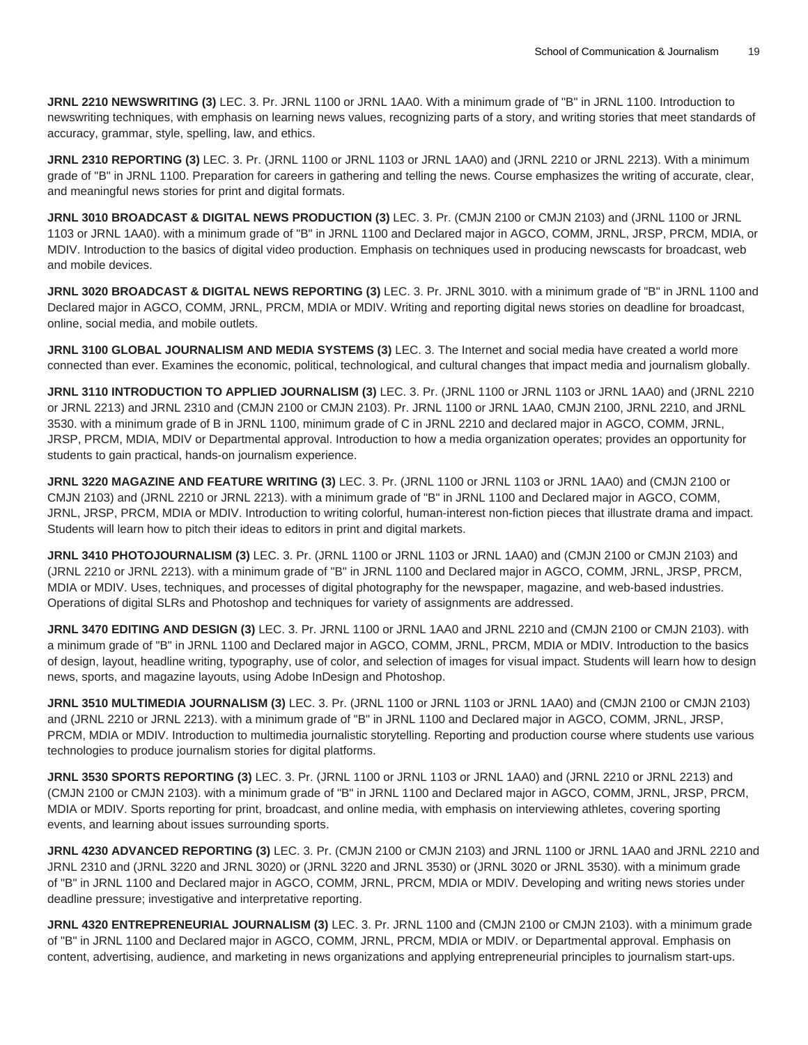**JRNL 2210 NEWSWRITING (3)** LEC. 3. Pr. JRNL 1100 or JRNL 1AA0. With a minimum grade of "B" in JRNL 1100. Introduction to newswriting techniques, with emphasis on learning news values, recognizing parts of a story, and writing stories that meet standards of accuracy, grammar, style, spelling, law, and ethics.

**JRNL 2310 REPORTING (3)** LEC. 3. Pr. (JRNL 1100 or JRNL 1103 or JRNL 1AA0) and (JRNL 2210 or JRNL 2213). With a minimum grade of "B" in JRNL 1100. Preparation for careers in gathering and telling the news. Course emphasizes the writing of accurate, clear, and meaningful news stories for print and digital formats.

**JRNL 3010 BROADCAST & DIGITAL NEWS PRODUCTION (3)** LEC. 3. Pr. (CMJN 2100 or CMJN 2103) and (JRNL 1100 or JRNL 1103 or JRNL 1AA0). with a minimum grade of "B" in JRNL 1100 and Declared major in AGCO, COMM, JRNL, JRSP, PRCM, MDIA, or MDIV. Introduction to the basics of digital video production. Emphasis on techniques used in producing newscasts for broadcast, web and mobile devices.

**JRNL 3020 BROADCAST & DIGITAL NEWS REPORTING (3)** LEC. 3. Pr. JRNL 3010. with a minimum grade of "B" in JRNL 1100 and Declared major in AGCO, COMM, JRNL, PRCM, MDIA or MDIV. Writing and reporting digital news stories on deadline for broadcast, online, social media, and mobile outlets.

**JRNL 3100 GLOBAL JOURNALISM AND MEDIA SYSTEMS (3)** LEC. 3. The Internet and social media have created a world more connected than ever. Examines the economic, political, technological, and cultural changes that impact media and journalism globally.

**JRNL 3110 INTRODUCTION TO APPLIED JOURNALISM (3)** LEC. 3. Pr. (JRNL 1100 or JRNL 1103 or JRNL 1AA0) and (JRNL 2210 or JRNL 2213) and JRNL 2310 and (CMJN 2100 or CMJN 2103). Pr. JRNL 1100 or JRNL 1AA0, CMJN 2100, JRNL 2210, and JRNL 3530. with a minimum grade of B in JRNL 1100, minimum grade of C in JRNL 2210 and declared major in AGCO, COMM, JRNL, JRSP, PRCM, MDIA, MDIV or Departmental approval. Introduction to how a media organization operates; provides an opportunity for students to gain practical, hands-on journalism experience.

**JRNL 3220 MAGAZINE AND FEATURE WRITING (3)** LEC. 3. Pr. (JRNL 1100 or JRNL 1103 or JRNL 1AA0) and (CMJN 2100 or CMJN 2103) and (JRNL 2210 or JRNL 2213). with a minimum grade of "B" in JRNL 1100 and Declared major in AGCO, COMM, JRNL, JRSP, PRCM, MDIA or MDIV. Introduction to writing colorful, human-interest non-fiction pieces that illustrate drama and impact. Students will learn how to pitch their ideas to editors in print and digital markets.

**JRNL 3410 PHOTOJOURNALISM (3)** LEC. 3. Pr. (JRNL 1100 or JRNL 1103 or JRNL 1AA0) and (CMJN 2100 or CMJN 2103) and (JRNL 2210 or JRNL 2213). with a minimum grade of "B" in JRNL 1100 and Declared major in AGCO, COMM, JRNL, JRSP, PRCM, MDIA or MDIV. Uses, techniques, and processes of digital photography for the newspaper, magazine, and web-based industries. Operations of digital SLRs and Photoshop and techniques for variety of assignments are addressed.

**JRNL 3470 EDITING AND DESIGN (3)** LEC. 3. Pr. JRNL 1100 or JRNL 1AA0 and JRNL 2210 and (CMJN 2100 or CMJN 2103). with a minimum grade of "B" in JRNL 1100 and Declared major in AGCO, COMM, JRNL, PRCM, MDIA or MDIV. Introduction to the basics of design, layout, headline writing, typography, use of color, and selection of images for visual impact. Students will learn how to design news, sports, and magazine layouts, using Adobe InDesign and Photoshop.

**JRNL 3510 MULTIMEDIA JOURNALISM (3)** LEC. 3. Pr. (JRNL 1100 or JRNL 1103 or JRNL 1AA0) and (CMJN 2100 or CMJN 2103) and (JRNL 2210 or JRNL 2213). with a minimum grade of "B" in JRNL 1100 and Declared major in AGCO, COMM, JRNL, JRSP, PRCM, MDIA or MDIV. Introduction to multimedia journalistic storytelling. Reporting and production course where students use various technologies to produce journalism stories for digital platforms.

**JRNL 3530 SPORTS REPORTING (3)** LEC. 3. Pr. (JRNL 1100 or JRNL 1103 or JRNL 1AA0) and (JRNL 2210 or JRNL 2213) and (CMJN 2100 or CMJN 2103). with a minimum grade of "B" in JRNL 1100 and Declared major in AGCO, COMM, JRNL, JRSP, PRCM, MDIA or MDIV. Sports reporting for print, broadcast, and online media, with emphasis on interviewing athletes, covering sporting events, and learning about issues surrounding sports.

**JRNL 4230 ADVANCED REPORTING (3)** LEC. 3. Pr. (CMJN 2100 or CMJN 2103) and JRNL 1100 or JRNL 1AA0 and JRNL 2210 and JRNL 2310 and (JRNL 3220 and JRNL 3020) or (JRNL 3220 and JRNL 3530) or (JRNL 3020 or JRNL 3530). with a minimum grade of "B" in JRNL 1100 and Declared major in AGCO, COMM, JRNL, PRCM, MDIA or MDIV. Developing and writing news stories under deadline pressure; investigative and interpretative reporting.

**JRNL 4320 ENTREPRENEURIAL JOURNALISM (3)** LEC. 3. Pr. JRNL 1100 and (CMJN 2100 or CMJN 2103). with a minimum grade of "B" in JRNL 1100 and Declared major in AGCO, COMM, JRNL, PRCM, MDIA or MDIV. or Departmental approval. Emphasis on content, advertising, audience, and marketing in news organizations and applying entrepreneurial principles to journalism start-ups.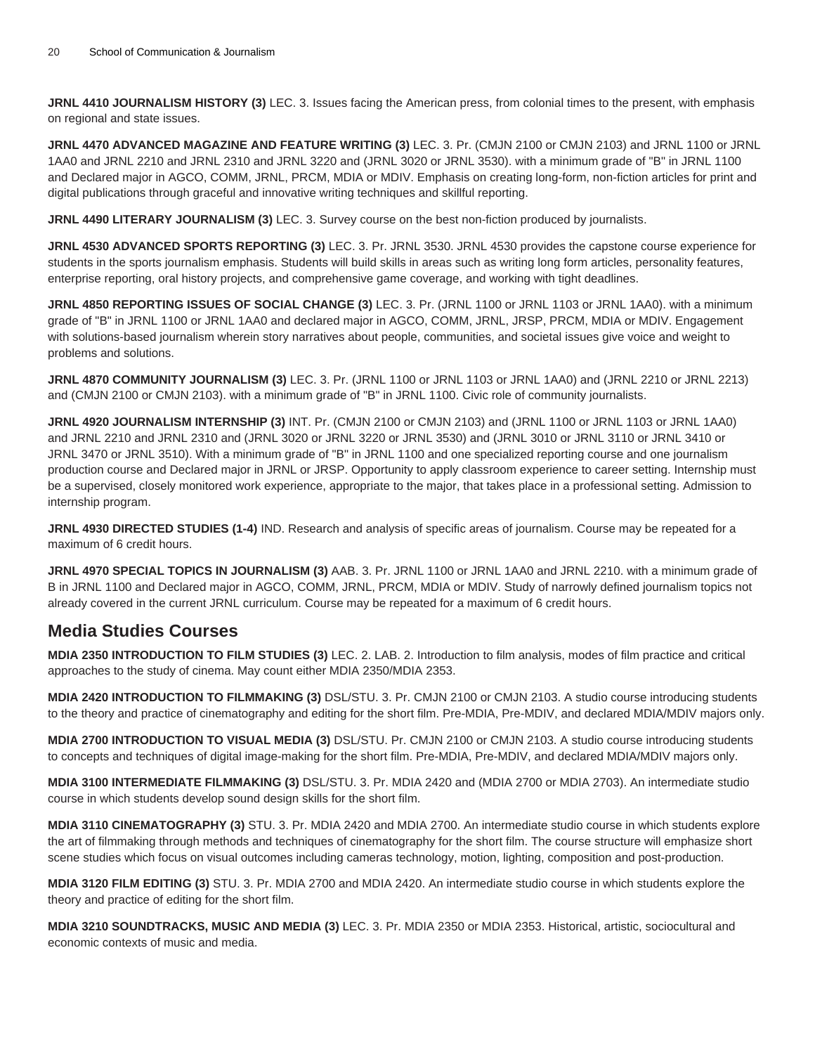**JRNL 4410 JOURNALISM HISTORY (3)** LEC. 3. Issues facing the American press, from colonial times to the present, with emphasis on regional and state issues.

**JRNL 4470 ADVANCED MAGAZINE AND FEATURE WRITING (3)** LEC. 3. Pr. (CMJN 2100 or CMJN 2103) and JRNL 1100 or JRNL 1AA0 and JRNL 2210 and JRNL 2310 and JRNL 3220 and (JRNL 3020 or JRNL 3530). with a minimum grade of "B" in JRNL 1100 and Declared major in AGCO, COMM, JRNL, PRCM, MDIA or MDIV. Emphasis on creating long-form, non-fiction articles for print and digital publications through graceful and innovative writing techniques and skillful reporting.

**JRNL 4490 LITERARY JOURNALISM (3)** LEC. 3. Survey course on the best non-fiction produced by journalists.

**JRNL 4530 ADVANCED SPORTS REPORTING (3)** LEC. 3. Pr. JRNL 3530. JRNL 4530 provides the capstone course experience for students in the sports journalism emphasis. Students will build skills in areas such as writing long form articles, personality features, enterprise reporting, oral history projects, and comprehensive game coverage, and working with tight deadlines.

**JRNL 4850 REPORTING ISSUES OF SOCIAL CHANGE (3)** LEC. 3. Pr. (JRNL 1100 or JRNL 1103 or JRNL 1AA0). with a minimum grade of "B" in JRNL 1100 or JRNL 1AA0 and declared major in AGCO, COMM, JRNL, JRSP, PRCM, MDIA or MDIV. Engagement with solutions-based journalism wherein story narratives about people, communities, and societal issues give voice and weight to problems and solutions.

**JRNL 4870 COMMUNITY JOURNALISM (3)** LEC. 3. Pr. (JRNL 1100 or JRNL 1103 or JRNL 1AA0) and (JRNL 2210 or JRNL 2213) and (CMJN 2100 or CMJN 2103). with a minimum grade of "B" in JRNL 1100. Civic role of community journalists.

**JRNL 4920 JOURNALISM INTERNSHIP (3)** INT. Pr. (CMJN 2100 or CMJN 2103) and (JRNL 1100 or JRNL 1103 or JRNL 1AA0) and JRNL 2210 and JRNL 2310 and (JRNL 3020 or JRNL 3220 or JRNL 3530) and (JRNL 3010 or JRNL 3110 or JRNL 3410 or JRNL 3470 or JRNL 3510). With a minimum grade of "B" in JRNL 1100 and one specialized reporting course and one journalism production course and Declared major in JRNL or JRSP. Opportunity to apply classroom experience to career setting. Internship must be a supervised, closely monitored work experience, appropriate to the major, that takes place in a professional setting. Admission to internship program.

**JRNL 4930 DIRECTED STUDIES (1-4)** IND. Research and analysis of specific areas of journalism. Course may be repeated for a maximum of 6 credit hours.

**JRNL 4970 SPECIAL TOPICS IN JOURNALISM (3)** AAB. 3. Pr. JRNL 1100 or JRNL 1AA0 and JRNL 2210. with a minimum grade of B in JRNL 1100 and Declared major in AGCO, COMM, JRNL, PRCM, MDIA or MDIV. Study of narrowly defined journalism topics not already covered in the current JRNL curriculum. Course may be repeated for a maximum of 6 credit hours.

## Media Studies Courses

**MDIA 2350 INTRODUCTION TO FILM STUDIES (3)** LEC. 2. LAB. 2. Introduction to film analysis, modes of film practice and critical approaches to the study of cinema. May count either MDIA 2350/MDIA 2353.

**MDIA 2420 INTRODUCTION TO FILMMAKING (3)** DSL/STU. 3. Pr. CMJN 2100 or CMJN 2103. A studio course introducing students to the theory and practice of cinematography and editing for the short film. Pre-MDIA, Pre-MDIV, and declared MDIA/MDIV majors only.

**MDIA 2700 INTRODUCTION TO VISUAL MEDIA (3)** DSL/STU. Pr. CMJN 2100 or CMJN 2103. A studio course introducing students to concepts and techniques of digital image-making for the short film. Pre-MDIA, Pre-MDIV, and declared MDIA/MDIV majors only.

**MDIA 3100 INTERMEDIATE FILMMAKING (3)** DSL/STU. 3. Pr. MDIA 2420 and (MDIA 2700 or MDIA 2703). An intermediate studio course in which students develop sound design skills for the short film.

**MDIA 3110 CINEMATOGRAPHY (3)** STU. 3. Pr. MDIA 2420 and MDIA 2700. An intermediate studio course in which students explore the art of filmmaking through methods and techniques of cinematography for the short film. The course structure will emphasize short scene studies which focus on visual outcomes including cameras technology, motion, lighting, composition and post-production.

**MDIA 3120 FILM EDITING (3)** STU. 3. Pr. MDIA 2700 and MDIA 2420. An intermediate studio course in which students explore the theory and practice of editing for the short film.

**MDIA 3210 SOUNDTRACKS, MUSIC AND MEDIA (3)** LEC. 3. Pr. MDIA 2350 or MDIA 2353. Historical, artistic, sociocultural and economic contexts of music and media.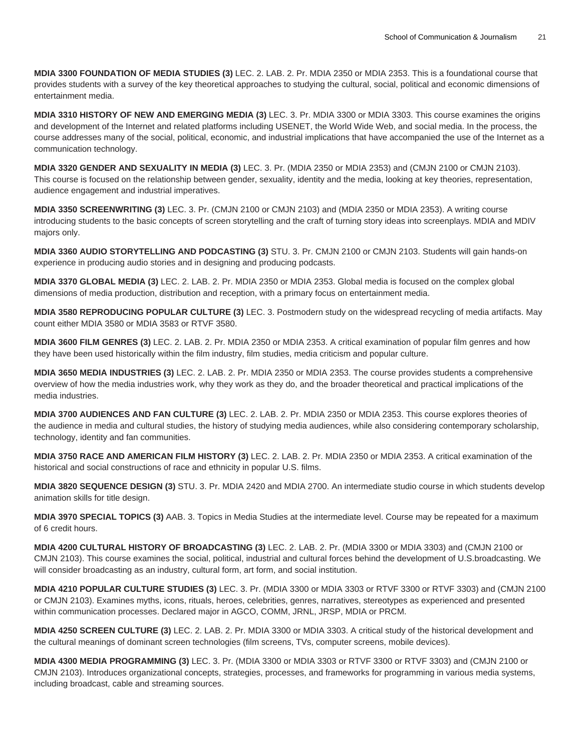**MDIA 3300 FOUNDATION OF MEDIA STUDIES (3)** LEC. 2. LAB. 2. Pr. MDIA 2350 or MDIA 2353. This is a foundational course that provides students with a survey of the key theoretical approaches to studying the cultural, social, political and economic dimensions of entertainment media.

**MDIA 3310 HISTORY OF NEW AND EMERGING MEDIA (3)** LEC. 3. Pr. MDIA 3300 or MDIA 3303. This course examines the origins and development of the Internet and related platforms including USENET, the World Wide Web, and social media. In the process, the course addresses many of the social, political, economic, and industrial implications that have accompanied the use of the Internet as a communication technology.

**MDIA 3320 GENDER AND SEXUALITY IN MEDIA (3)** LEC. 3. Pr. (MDIA 2350 or MDIA 2353) and (CMJN 2100 or CMJN 2103). This course is focused on the relationship between gender, sexuality, identity and the media, looking at key theories, representation, audience engagement and industrial imperatives.

**MDIA 3350 SCREENWRITING (3)** LEC. 3. Pr. (CMJN 2100 or CMJN 2103) and (MDIA 2350 or MDIA 2353). A writing course introducing students to the basic concepts of screen storytelling and the craft of turning story ideas into screenplays. MDIA and MDIV majors only.

**MDIA 3360 AUDIO STORYTELLING AND PODCASTING (3)** STU. 3. Pr. CMJN 2100 or CMJN 2103. Students will gain hands-on experience in producing audio stories and in designing and producing podcasts.

**MDIA 3370 GLOBAL MEDIA (3)** LEC. 2. LAB. 2. Pr. MDIA 2350 or MDIA 2353. Global media is focused on the complex global dimensions of media production, distribution and reception, with a primary focus on entertainment media.

**MDIA 3580 REPRODUCING POPULAR CULTURE (3)** LEC. 3. Postmodern study on the widespread recycling of media artifacts. May count either MDIA 3580 or MDIA 3583 or RTVF 3580.

**MDIA 3600 FILM GENRES (3)** LEC. 2. LAB. 2. Pr. MDIA 2350 or MDIA 2353. A critical examination of popular film genres and how they have been used historically within the film industry, film studies, media criticism and popular culture.

**MDIA 3650 MEDIA INDUSTRIES (3)** LEC. 2. LAB. 2. Pr. MDIA 2350 or MDIA 2353. The course provides students a comprehensive overview of how the media industries work, why they work as they do, and the broader theoretical and practical implications of the media industries.

**MDIA 3700 AUDIENCES AND FAN CULTURE (3)** LEC. 2. LAB. 2. Pr. MDIA 2350 or MDIA 2353. This course explores theories of the audience in media and cultural studies, the history of studying media audiences, while also considering contemporary scholarship, technology, identity and fan communities.

**MDIA 3750 RACE AND AMERICAN FILM HISTORY (3)** LEC. 2. LAB. 2. Pr. MDIA 2350 or MDIA 2353. A critical examination of the historical and social constructions of race and ethnicity in popular U.S. films.

**MDIA 3820 SEQUENCE DESIGN (3)** STU. 3. Pr. MDIA 2420 and MDIA 2700. An intermediate studio course in which students develop animation skills for title design.

**MDIA 3970 SPECIAL TOPICS (3)** AAB. 3. Topics in Media Studies at the intermediate level. Course may be repeated for a maximum of 6 credit hours.

**MDIA 4200 CULTURAL HISTORY OF BROADCASTING (3)** LEC. 2. LAB. 2. Pr. (MDIA 3300 or MDIA 3303) and (CMJN 2100 or CMJN 2103). This course examines the social, political, industrial and cultural forces behind the development of U.S.broadcasting. We will consider broadcasting as an industry, cultural form, art form, and social institution.

**MDIA 4210 POPULAR CULTURE STUDIES (3)** LEC. 3. Pr. (MDIA 3300 or MDIA 3303 or RTVF 3300 or RTVF 3303) and (CMJN 2100 or CMJN 2103). Examines myths, icons, rituals, heroes, celebrities, genres, narratives, stereotypes as experienced and presented within communication processes. Declared major in AGCO, COMM, JRNL, JRSP, MDIA or PRCM.

**MDIA 4250 SCREEN CULTURE (3)** LEC. 2. LAB. 2. Pr. MDIA 3300 or MDIA 3303. A critical study of the historical development and the cultural meanings of dominant screen technologies (film screens, TVs, computer screens, mobile devices).

**MDIA 4300 MEDIA PROGRAMMING (3)** LEC. 3. Pr. (MDIA 3300 or MDIA 3303 or RTVF 3300 or RTVF 3303) and (CMJN 2100 or CMJN 2103). Introduces organizational concepts, strategies, processes, and frameworks for programming in various media systems, including broadcast, cable and streaming sources.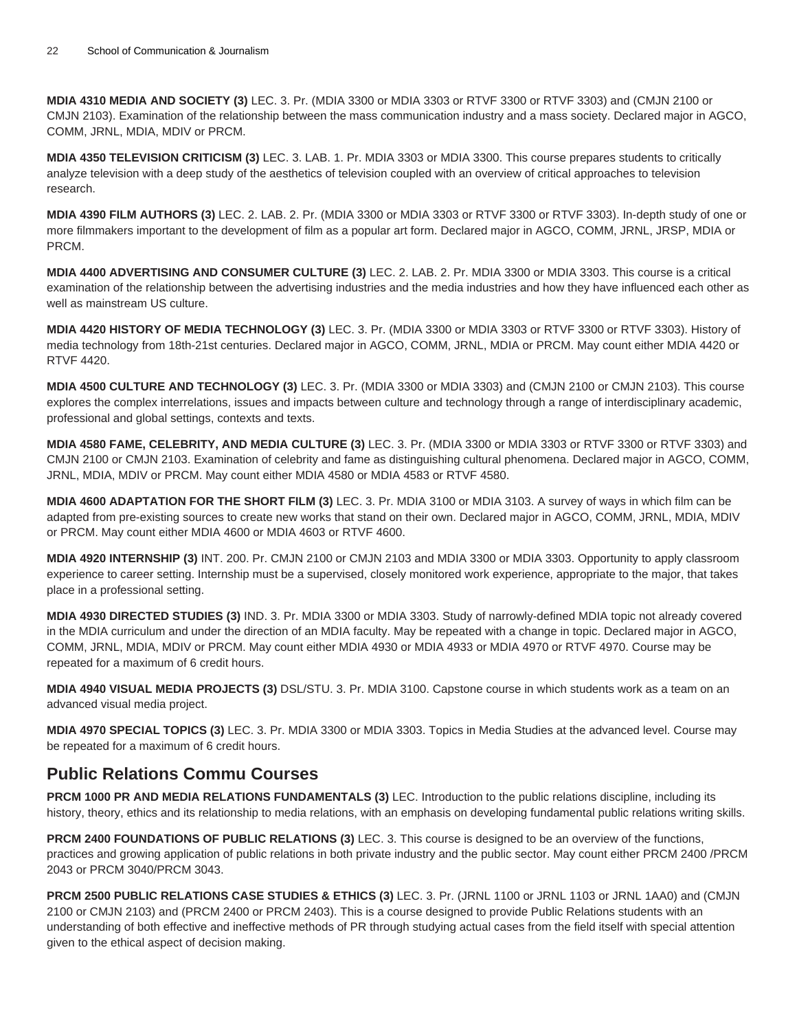**MDIA 4310 MEDIA AND SOCIETY (3)** LEC. 3. Pr. (MDIA 3300 or MDIA 3303 or RTVF 3300 or RTVF 3303) and (CMJN 2100 or CMJN 2103). Examination of the relationship between the mass communication industry and a mass society. Declared major in AGCO, COMM, JRNL, MDIA, MDIV or PRCM.

**MDIA 4350 TELEVISION CRITICISM (3)** LEC. 3. LAB. 1. Pr. MDIA 3303 or MDIA 3300. This course prepares students to critically analyze television with a deep study of the aesthetics of television coupled with an overview of critical approaches to television research.

**MDIA 4390 FILM AUTHORS (3)** LEC. 2. LAB. 2. Pr. (MDIA 3300 or MDIA 3303 or RTVF 3300 or RTVF 3303). In-depth study of one or more filmmakers important to the development of film as a popular art form. Declared major in AGCO, COMM, JRNL, JRSP, MDIA or PRCM.

**MDIA 4400 ADVERTISING AND CONSUMER CULTURE (3)** LEC. 2. LAB. 2. Pr. MDIA 3300 or MDIA 3303. This course is a critical examination of the relationship between the advertising industries and the media industries and how they have influenced each other as well as mainstream US culture.

**MDIA 4420 HISTORY OF MEDIA TECHNOLOGY (3)** LEC. 3. Pr. (MDIA 3300 or MDIA 3303 or RTVF 3300 or RTVF 3303). History of media technology from 18th-21st centuries. Declared major in AGCO, COMM, JRNL, MDIA or PRCM. May count either MDIA 4420 or RTVF 4420.

**MDIA 4500 CULTURE AND TECHNOLOGY (3)** LEC. 3. Pr. (MDIA 3300 or MDIA 3303) and (CMJN 2100 or CMJN 2103). This course explores the complex interrelations, issues and impacts between culture and technology through a range of interdisciplinary academic, professional and global settings, contexts and texts.

**MDIA 4580 FAME, CELEBRITY, AND MEDIA CULTURE (3)** LEC. 3. Pr. (MDIA 3300 or MDIA 3303 or RTVF 3300 or RTVF 3303) and CMJN 2100 or CMJN 2103. Examination of celebrity and fame as distinguishing cultural phenomena. Declared major in AGCO, COMM, JRNL, MDIA, MDIV or PRCM. May count either MDIA 4580 or MDIA 4583 or RTVF 4580.

**MDIA 4600 ADAPTATION FOR THE SHORT FILM (3)** LEC. 3. Pr. MDIA 3100 or MDIA 3103. A survey of ways in which film can be adapted from pre-existing sources to create new works that stand on their own. Declared major in AGCO, COMM, JRNL, MDIA, MDIV or PRCM. May count either MDIA 4600 or MDIA 4603 or RTVF 4600.

**MDIA 4920 INTERNSHIP (3)** INT. 200. Pr. CMJN 2100 or CMJN 2103 and MDIA 3300 or MDIA 3303. Opportunity to apply classroom experience to career setting. Internship must be a supervised, closely monitored work experience, appropriate to the major, that takes place in a professional setting.

**MDIA 4930 DIRECTED STUDIES (3)** IND. 3. Pr. MDIA 3300 or MDIA 3303. Study of narrowly-defined MDIA topic not already covered in the MDIA curriculum and under the direction of an MDIA faculty. May be repeated with a change in topic. Declared major in AGCO, COMM, JRNL, MDIA, MDIV or PRCM. May count either MDIA 4930 or MDIA 4933 or MDIA 4970 or RTVF 4970. Course may be repeated for a maximum of 6 credit hours.

**MDIA 4940 VISUAL MEDIA PROJECTS (3)** DSL/STU. 3. Pr. MDIA 3100. Capstone course in which students work as a team on an advanced visual media project.

**MDIA 4970 SPECIAL TOPICS (3)** LEC. 3. Pr. MDIA 3300 or MDIA 3303. Topics in Media Studies at the advanced level. Course may be repeated for a maximum of 6 credit hours.

## Public Relations Commu Courses

**PRCM 1000 PR AND MEDIA RELATIONS FUNDAMENTALS (3)** LEC. Introduction to the public relations discipline, including its history, theory, ethics and its relationship to media relations, with an emphasis on developing fundamental public relations writing skills.

**PRCM 2400 FOUNDATIONS OF PUBLIC RELATIONS (3)** LEC. 3. This course is designed to be an overview of the functions, practices and growing application of public relations in both private industry and the public sector. May count either PRCM 2400 /PRCM 2043 or PRCM 3040/PRCM 3043.

**PRCM 2500 PUBLIC RELATIONS CASE STUDIES & ETHICS (3)** LEC. 3. Pr. (JRNL 1100 or JRNL 1103 or JRNL 1AA0) and (CMJN 2100 or CMJN 2103) and (PRCM 2400 or PRCM 2403). This is a course designed to provide Public Relations students with an understanding of both effective and ineffective methods of PR through studying actual cases from the field itself with special attention given to the ethical aspect of decision making.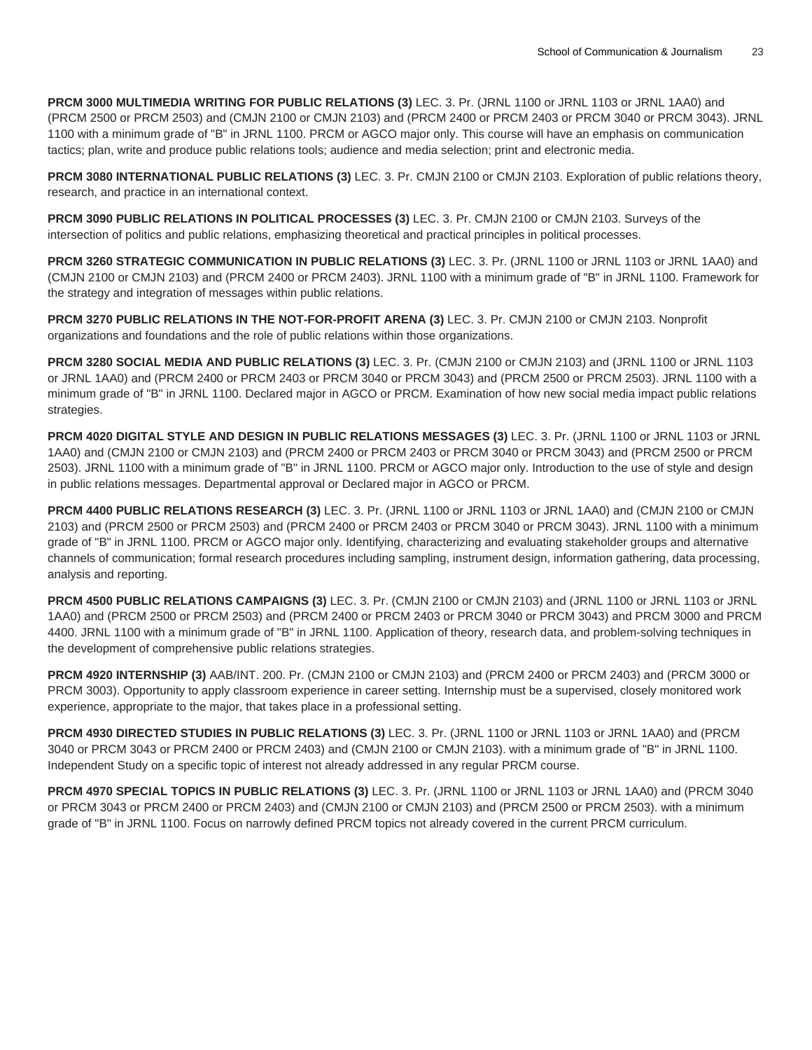**PRCM 3000 MULTIMEDIA WRITING FOR PUBLIC RELATIONS (3)** LEC. 3. Pr. (JRNL 1100 or JRNL 1103 or JRNL 1AA0) and (PRCM 2500 or PRCM 2503) and (CMJN 2100 or CMJN 2103) and (PRCM 2400 or PRCM 2403 or PRCM 3040 or PRCM 3043). JRNL 1100 with a minimum grade of "B" in JRNL 1100. PRCM or AGCO major only. This course will have an emphasis on communication tactics; plan, write and produce public relations tools; audience and media selection; print and electronic media.

**PRCM 3080 INTERNATIONAL PUBLIC RELATIONS (3)** LEC. 3. Pr. CMJN 2100 or CMJN 2103. Exploration of public relations theory, research, and practice in an international context.

**PRCM 3090 PUBLIC RELATIONS IN POLITICAL PROCESSES (3)** LEC. 3. Pr. CMJN 2100 or CMJN 2103. Surveys of the intersection of politics and public relations, emphasizing theoretical and practical principles in political processes.

**PRCM 3260 STRATEGIC COMMUNICATION IN PUBLIC RELATIONS (3)** LEC. 3. Pr. (JRNL 1100 or JRNL 1103 or JRNL 1AA0) and (CMJN 2100 or CMJN 2103) and (PRCM 2400 or PRCM 2403). JRNL 1100 with a minimum grade of "B" in JRNL 1100. Framework for the strategy and integration of messages within public relations.

**PRCM 3270 PUBLIC RELATIONS IN THE NOT-FOR-PROFIT ARENA (3)** LEC. 3. Pr. CMJN 2100 or CMJN 2103. Nonprofit organizations and foundations and the role of public relations within those organizations.

**PRCM 3280 SOCIAL MEDIA AND PUBLIC RELATIONS (3)** LEC. 3. Pr. (CMJN 2100 or CMJN 2103) and (JRNL 1100 or JRNL 1103 or JRNL 1AA0) and (PRCM 2400 or PRCM 2403 or PRCM 3040 or PRCM 3043) and (PRCM 2500 or PRCM 2503). JRNL 1100 with a minimum grade of "B" in JRNL 1100. Declared major in AGCO or PRCM. Examination of how new social media impact public relations strategies.

**PRCM 4020 DIGITAL STYLE AND DESIGN IN PUBLIC RELATIONS MESSAGES (3)** LEC. 3. Pr. (JRNL 1100 or JRNL 1103 or JRNL 1AA0) and (CMJN 2100 or CMJN 2103) and (PRCM 2400 or PRCM 2403 or PRCM 3040 or PRCM 3043) and (PRCM 2500 or PRCM 2503). JRNL 1100 with a minimum grade of "B" in JRNL 1100. PRCM or AGCO major only. Introduction to the use of style and design in public relations messages. Departmental approval or Declared major in AGCO or PRCM.

**PRCM 4400 PUBLIC RELATIONS RESEARCH (3)** LEC. 3. Pr. (JRNL 1100 or JRNL 1103 or JRNL 1AA0) and (CMJN 2100 or CMJN 2103) and (PRCM 2500 or PRCM 2503) and (PRCM 2400 or PRCM 2403 or PRCM 3040 or PRCM 3043). JRNL 1100 with a minimum grade of "B" in JRNL 1100. PRCM or AGCO major only. Identifying, characterizing and evaluating stakeholder groups and alternative channels of communication; formal research procedures including sampling, instrument design, information gathering, data processing, analysis and reporting.

**PRCM 4500 PUBLIC RELATIONS CAMPAIGNS (3)** LEC. 3. Pr. (CMJN 2100 or CMJN 2103) and (JRNL 1100 or JRNL 1103 or JRNL 1AA0) and (PRCM 2500 or PRCM 2503) and (PRCM 2400 or PRCM 2403 or PRCM 3040 or PRCM 3043) and PRCM 3000 and PRCM 4400. JRNL 1100 with a minimum grade of "B" in JRNL 1100. Application of theory, research data, and problem-solving techniques in the development of comprehensive public relations strategies.

**PRCM 4920 INTERNSHIP (3)** AAB/INT. 200. Pr. (CMJN 2100 or CMJN 2103) and (PRCM 2400 or PRCM 2403) and (PRCM 3000 or PRCM 3003). Opportunity to apply classroom experience in career setting. Internship must be a supervised, closely monitored work experience, appropriate to the major, that takes place in a professional setting.

**PRCM 4930 DIRECTED STUDIES IN PUBLIC RELATIONS (3)** LEC. 3. Pr. (JRNL 1100 or JRNL 1103 or JRNL 1AA0) and (PRCM 3040 or PRCM 3043 or PRCM 2400 or PRCM 2403) and (CMJN 2100 or CMJN 2103). with a minimum grade of "B" in JRNL 1100. Independent Study on a specific topic of interest not already addressed in any regular PRCM course.

**PRCM 4970 SPECIAL TOPICS IN PUBLIC RELATIONS (3)** LEC. 3. Pr. (JRNL 1100 or JRNL 1103 or JRNL 1AA0) and (PRCM 3040 or PRCM 3043 or PRCM 2400 or PRCM 2403) and (CMJN 2100 or CMJN 2103) and (PRCM 2500 or PRCM 2503). with a minimum grade of "B" in JRNL 1100. Focus on narrowly defined PRCM topics not already covered in the current PRCM curriculum.